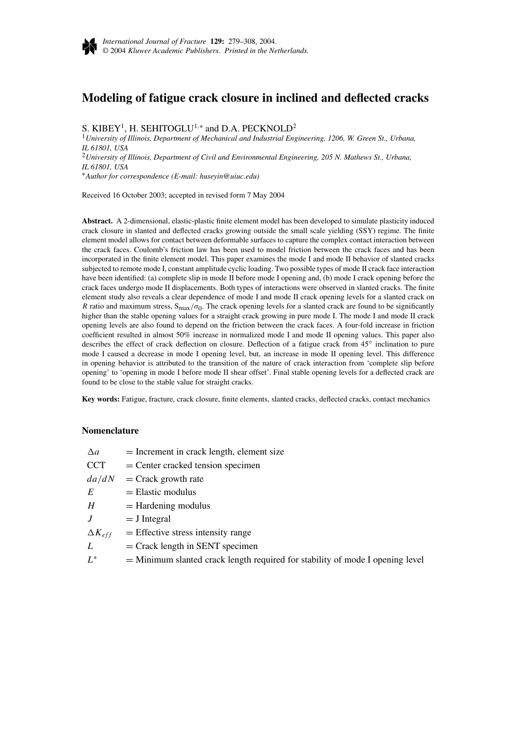# Modeling of fatigue crack closure in inclined and deflected cracks

S. KIBEY[1], H. SEHITOGLU[1,*] and D.A. PECKNOLD[2]

[1]*University of Illinois, Department of Mechanical and Industrial Engineering, 1206, W. Green St., Urbana, IL 61801, USA*

[2]*University of Illinois, Department of Civil and Environmental Engineering, 205 N. Mathews St., Urbana, IL 61801, USA*

[*]*Author for correspondence (E-mail: huseyin@uiuc.edu)*

Received 16 October 2003; accepted in revised form 7 May 2004

**Abstract.** A 2-dimensional, elastic-plastic finite element model has been developed to simulate plasticity induced crack closure in slanted and deflected cracks growing outside the small scale yielding (SSY) regime. The finite element model allows for contact between deformable surfaces to capture the complex contact interaction between the crack faces. Coulomb's friction law has been used to model friction between the crack faces and has been incorporated in the finite element model. This paper examines the mode I and mode II behavior of slanted cracks subjected to remote mode I, constant amplitude cyclic loading. Two possible types of mode II crack face interaction have been identified: (a) complete slip in mode II before mode I opening and, (b) mode I crack opening before the crack faces undergo mode II displacements. Both types of interactions were observed in slanted cracks. The finite element study also reveals a clear dependence of mode I and mode II crack opening levels for a slanted crack on $R$ ratio and maximum stress, $S_{max}/\sigma_0$. The crack opening levels for a slanted crack are found to be significantly higher than the stable opening values for a straight crack growing in pure mode I. The mode I and mode II crack opening levels are also found to depend on the friction between the crack faces. A four-fold increase in friction coefficient resulted in almost 50% increase in normalized mode I and mode II opening values. This paper also describes the effect of crack deflection on closure. Deflection of a fatigue crack from 45° inclination to pure mode I caused a decrease in mode I opening level, but, an increase in mode II opening level. This difference in opening behavior is attributed to the transition of the nature of crack interaction from 'complete slip before opening' to 'opening in mode I before mode II shear offset'. Final stable opening levels for a deflected crack are found to be close to the stable value for straight cracks.

**Key words:** Fatigue, fracture, crack closure, finite elements, slanted cracks, deflected cracks, contact mechanics

### Nomenclature

| | |
|---|---|
| $\Delta a$ | = Increment in crack length, element size |
| CCT | = Center cracked tension specimen |
| $da/dN$ | = Crack growth rate |
| $E$ | = Elastic modulus |
| $H$ | = Hardening modulus |
| $J$ | = J Integral |
| $\Delta K_{eff}$ | = Effective stress intensity range |
| $L$ | = Crack length in SENT specimen |
| $L^*$ | = Minimum slanted crack length required for stability of mode I opening level |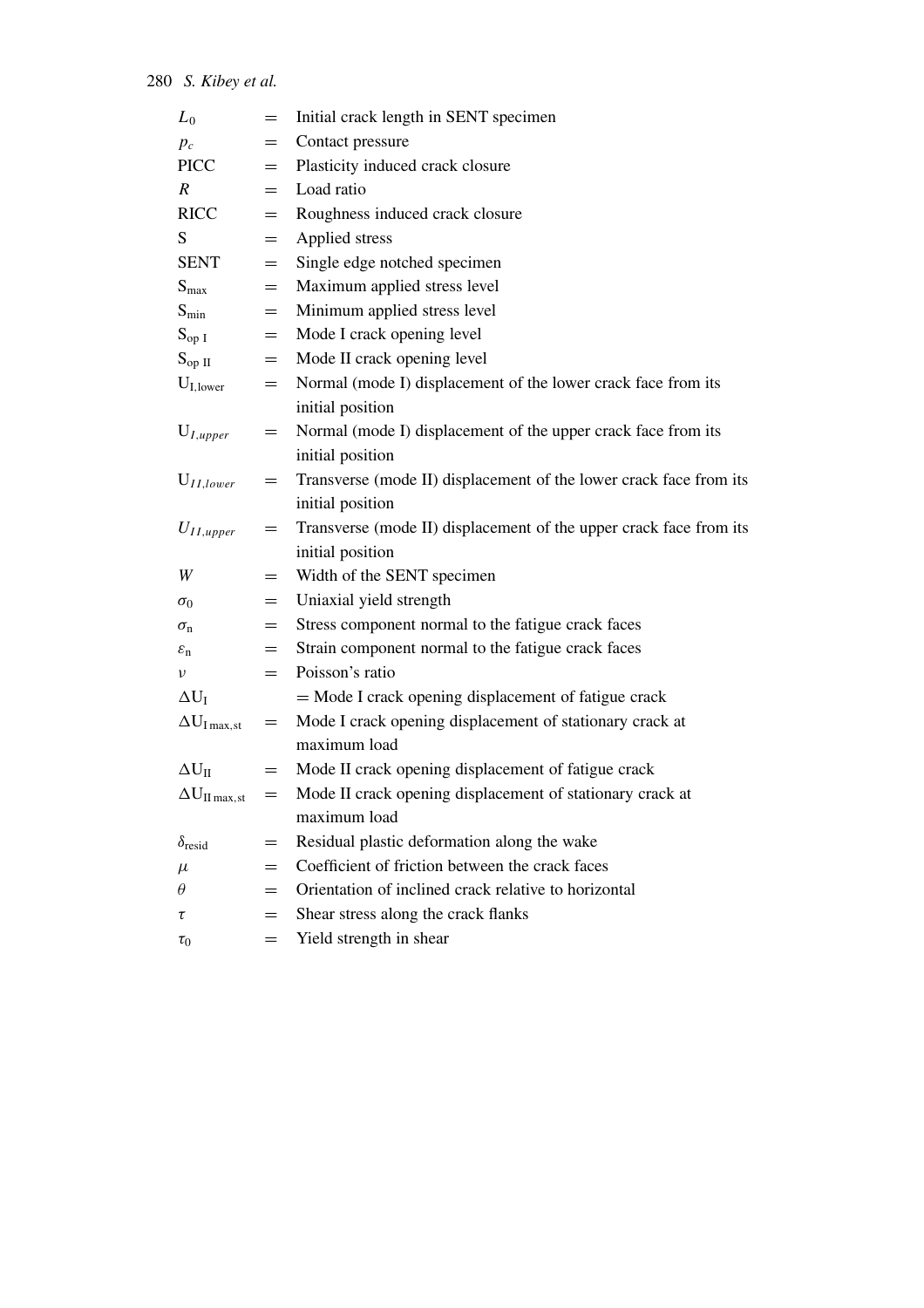| | | |
|---|---|---|
| $L_0$ | = | Initial crack length in SENT specimen |
| $p_c$ | = | Contact pressure |
| PICC | = | Plasticity induced crack closure |
| $R$ | = | Load ratio |
| RICC | = | Roughness induced crack closure |
| S | = | Applied stress |
| SENT | = | Single edge notched specimen |
| $S_{max}$ | = | Maximum applied stress level |
| $S_{min}$ | = | Minimum applied stress level |
| $S_{op\ I}$ | = | Mode I crack opening level |
| $S_{op\ II}$ | = | Mode II crack opening level |
| $U_{I,lower}$ | = | Normal (mode I) displacement of the lower crack face from its initial position |
| $U_{I,upper}$ | = | Normal (mode I) displacement of the upper crack face from its initial position |
| $U_{II,lower}$ | = | Transverse (mode II) displacement of the lower crack face from its initial position |
| $U_{II,upper}$ | = | Transverse (mode II) displacement of the upper crack face from its initial position |
| $W$ | = | Width of the SENT specimen |
| $\sigma_0$ | = | Uniaxial yield strength |
| $\sigma_n$ | = | Stress component normal to the fatigue crack faces |
| $\varepsilon_n$ | = | Strain component normal to the fatigue crack faces |
| $\nu$ | = | Poisson's ratio |
| $\Delta U_I$ | = | Mode I crack opening displacement of fatigue crack |
| $\Delta U_{I\,max,st}$ | = | Mode I crack opening displacement of stationary crack at maximum load |
| $\Delta U_{II}$ | = | Mode II crack opening displacement of fatigue crack |
| $\Delta U_{II\,max,st}$ | = | Mode II crack opening displacement of stationary crack at maximum load |
| $\delta_{resid}$ | = | Residual plastic deformation along the wake |
| $\mu$ | = | Coefficient of friction between the crack faces |
| $\theta$ | = | Orientation of inclined crack relative to horizontal |
| $\tau$ | = | Shear stress along the crack flanks |
| $\tau_0$ | = | Yield strength in shear |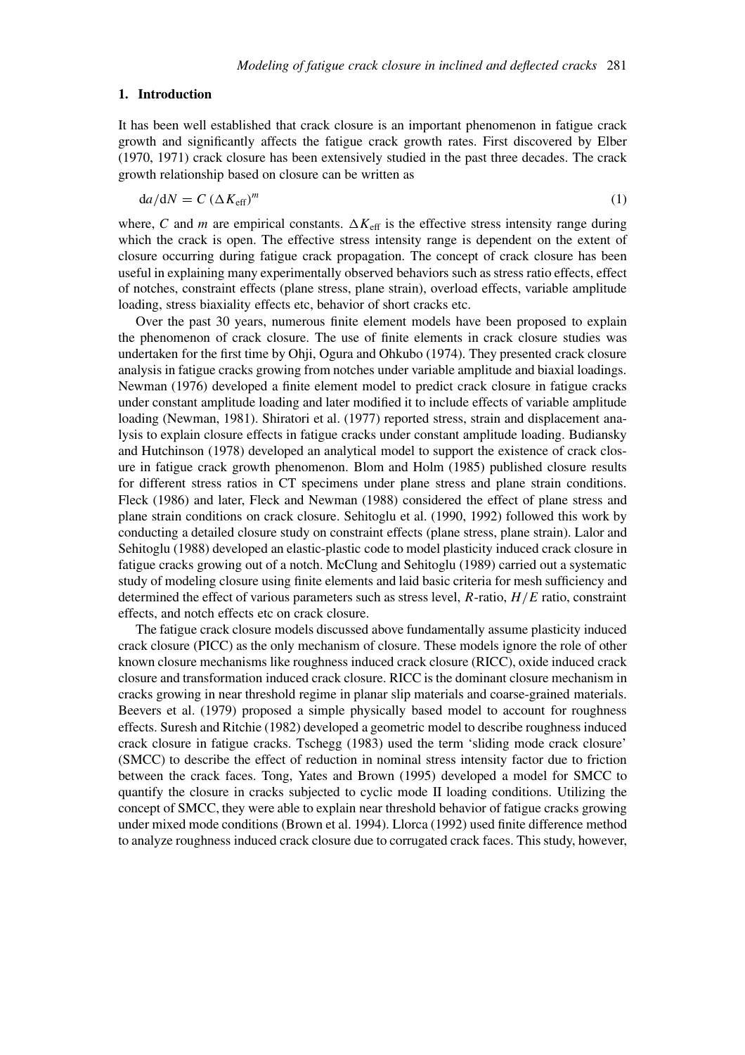## 1. Introduction

It has been well established that crack closure is an important phenomenon in fatigue crack growth and significantly affects the fatigue crack growth rates. First discovered by Elber (1970, 1971) crack closure has been extensively studied in the past three decades. The crack growth relationship based on closure can be written as

$$da/dN = C\,(\Delta K_{\text{eff}})^m \tag{1}$$

where, $C$ and $m$ are empirical constants. $\Delta K_{\text{eff}}$ is the effective stress intensity range during which the crack is open. The effective stress intensity range is dependent on the extent of closure occurring during fatigue crack propagation. The concept of crack closure has been useful in explaining many experimentally observed behaviors such as stress ratio effects, effect of notches, constraint effects (plane stress, plane strain), overload effects, variable amplitude loading, stress biaxiality effects etc, behavior of short cracks etc.

Over the past 30 years, numerous finite element models have been proposed to explain the phenomenon of crack closure. The use of finite elements in crack closure studies was undertaken for the first time by Ohji, Ogura and Ohkubo (1974). They presented crack closure analysis in fatigue cracks growing from notches under variable amplitude and biaxial loadings. Newman (1976) developed a finite element model to predict crack closure in fatigue cracks under constant amplitude loading and later modified it to include effects of variable amplitude loading (Newman, 1981). Shiratori et al. (1977) reported stress, strain and displacement analysis to explain closure effects in fatigue cracks under constant amplitude loading. Budiansky and Hutchinson (1978) developed an analytical model to support the existence of crack closure in fatigue crack growth phenomenon. Blom and Holm (1985) published closure results for different stress ratios in CT specimens under plane stress and plane strain conditions. Fleck (1986) and later, Fleck and Newman (1988) considered the effect of plane stress and plane strain conditions on crack closure. Sehitoglu et al. (1990, 1992) followed this work by conducting a detailed closure study on constraint effects (plane stress, plane strain). Lalor and Sehitoglu (1988) developed an elastic-plastic code to model plasticity induced crack closure in fatigue cracks growing out of a notch. McClung and Sehitoglu (1989) carried out a systematic study of modeling closure using finite elements and laid basic criteria for mesh sufficiency and determined the effect of various parameters such as stress level, $R$-ratio, $H/E$ ratio, constraint effects, and notch effects etc on crack closure.

The fatigue crack closure models discussed above fundamentally assume plasticity induced crack closure (PICC) as the only mechanism of closure. These models ignore the role of other known closure mechanisms like roughness induced crack closure (RICC), oxide induced crack closure and transformation induced crack closure. RICC is the dominant closure mechanism in cracks growing in near threshold regime in planar slip materials and coarse-grained materials. Beevers et al. (1979) proposed a simple physically based model to account for roughness effects. Suresh and Ritchie (1982) developed a geometric model to describe roughness induced crack closure in fatigue cracks. Tschegg (1983) used the term 'sliding mode crack closure' (SMCC) to describe the effect of reduction in nominal stress intensity factor due to friction between the crack faces. Tong, Yates and Brown (1995) developed a model for SMCC to quantify the closure in cracks subjected to cyclic mode II loading conditions. Utilizing the concept of SMCC, they were able to explain near threshold behavior of fatigue cracks growing under mixed mode conditions (Brown et al. 1994). Llorca (1992) used finite difference method to analyze roughness induced crack closure due to corrugated crack faces. This study, however,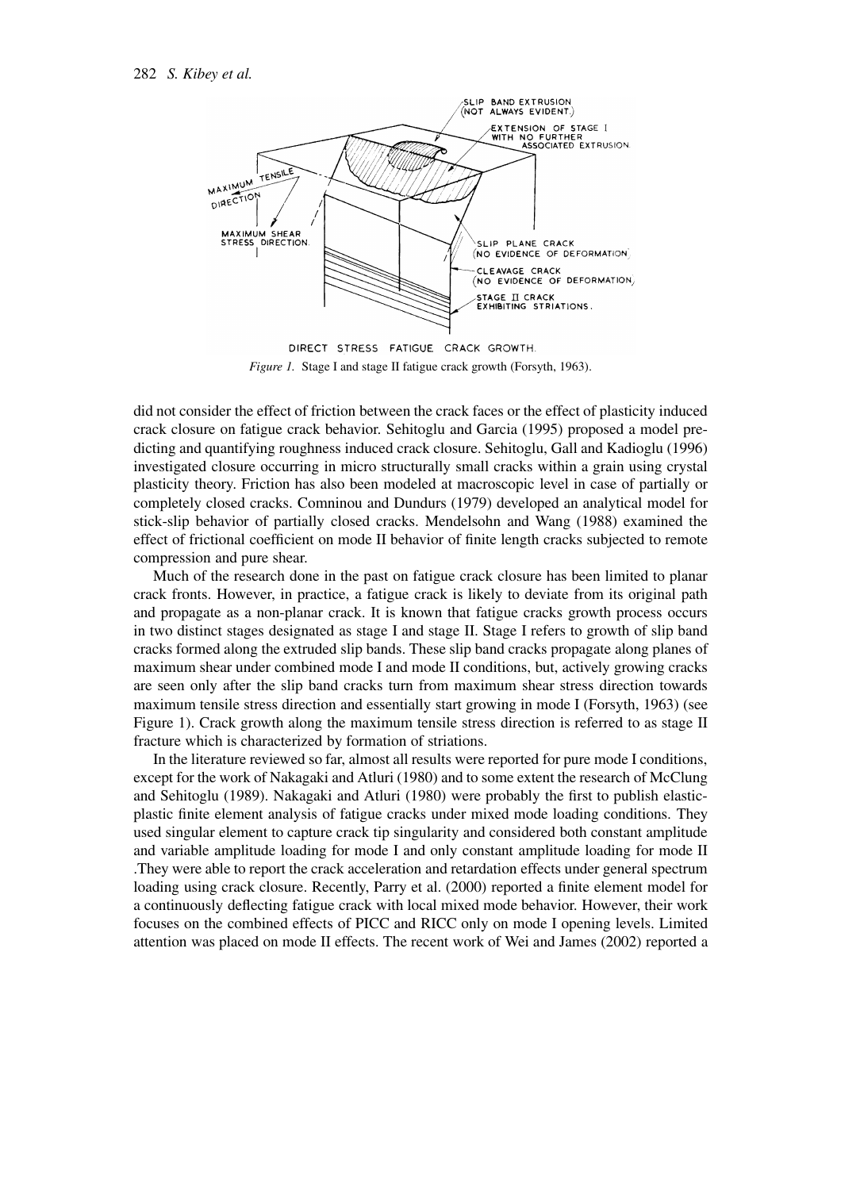*Figure 1.* Stage I and stage II fatigue crack growth (Forsyth, 1963).

did not consider the effect of friction between the crack faces or the effect of plasticity induced crack closure on fatigue crack behavior. Sehitoglu and Garcia (1995) proposed a model predicting and quantifying roughness induced crack closure. Sehitoglu, Gall and Kadioglu (1996) investigated closure occurring in micro structurally small cracks within a grain using crystal plasticity theory. Friction has also been modeled at macroscopic level in case of partially or completely closed cracks. Comninou and Dundurs (1979) developed an analytical model for stick-slip behavior of partially closed cracks. Mendelsohn and Wang (1988) examined the effect of frictional coefficient on mode II behavior of finite length cracks subjected to remote compression and pure shear.

Much of the research done in the past on fatigue crack closure has been limited to planar crack fronts. However, in practice, a fatigue crack is likely to deviate from its original path and propagate as a non-planar crack. It is known that fatigue cracks growth process occurs in two distinct stages designated as stage I and stage II. Stage I refers to growth of slip band cracks formed along the extruded slip bands. These slip band cracks propagate along planes of maximum shear under combined mode I and mode II conditions, but, actively growing cracks are seen only after the slip band cracks turn from maximum shear stress direction towards maximum tensile stress direction and essentially start growing in mode I (Forsyth, 1963) (see Figure 1). Crack growth along the maximum tensile stress direction is referred to as stage II fracture which is characterized by formation of striations.

In the literature reviewed so far, almost all results were reported for pure mode I conditions, except for the work of Nakagaki and Atluri (1980) and to some extent the research of McClung and Sehitoglu (1989). Nakagaki and Atluri (1980) were probably the first to publish elastic-plastic finite element analysis of fatigue cracks under mixed mode loading conditions. They used singular element to capture crack tip singularity and considered both constant amplitude and variable amplitude loading for mode I and only constant amplitude loading for mode II .They were able to report the crack acceleration and retardation effects under general spectrum loading using crack closure. Recently, Parry et al. (2000) reported a finite element model for a continuously deflecting fatigue crack with local mixed mode behavior. However, their work focuses on the combined effects of PICC and RICC only on mode I opening levels. Limited attention was placed on mode II effects. The recent work of Wei and James (2002) reported a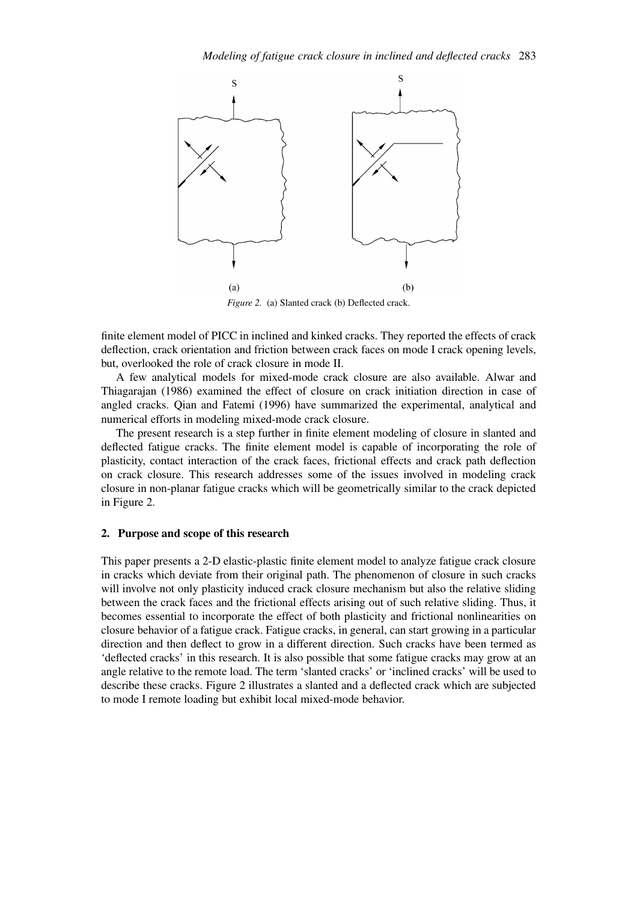(a) (b)

*Figure 2.* (a) Slanted crack (b) Deflected crack.

finite element model of PICC in inclined and kinked cracks. They reported the effects of crack deflection, crack orientation and friction between crack faces on mode I crack opening levels, but, overlooked the role of crack closure in mode II.

A few analytical models for mixed-mode crack closure are also available. Alwar and Thiagarajan (1986) examined the effect of closure on crack initiation direction in case of angled cracks. Qian and Fatemi (1996) have summarized the experimental, analytical and numerical efforts in modeling mixed-mode crack closure.

The present research is a step further in finite element modeling of closure in slanted and deflected fatigue cracks. The finite element model is capable of incorporating the role of plasticity, contact interaction of the crack faces, frictional effects and crack path deflection on crack closure. This research addresses some of the issues involved in modeling crack closure in non-planar fatigue cracks which will be geometrically similar to the crack depicted in Figure 2.

## 2. Purpose and scope of this research

This paper presents a 2-D elastic-plastic finite element model to analyze fatigue crack closure in cracks which deviate from their original path. The phenomenon of closure in such cracks will involve not only plasticity induced crack closure mechanism but also the relative sliding between the crack faces and the frictional effects arising out of such relative sliding. Thus, it becomes essential to incorporate the effect of both plasticity and frictional nonlinearities on closure behavior of a fatigue crack. Fatigue cracks, in general, can start growing in a particular direction and then deflect to grow in a different direction. Such cracks have been termed as 'deflected cracks' in this research. It is also possible that some fatigue cracks may grow at an angle relative to the remote load. The term 'slanted cracks' or 'inclined cracks' will be used to describe these cracks. Figure 2 illustrates a slanted and a deflected crack which are subjected to mode I remote loading but exhibit local mixed-mode behavior.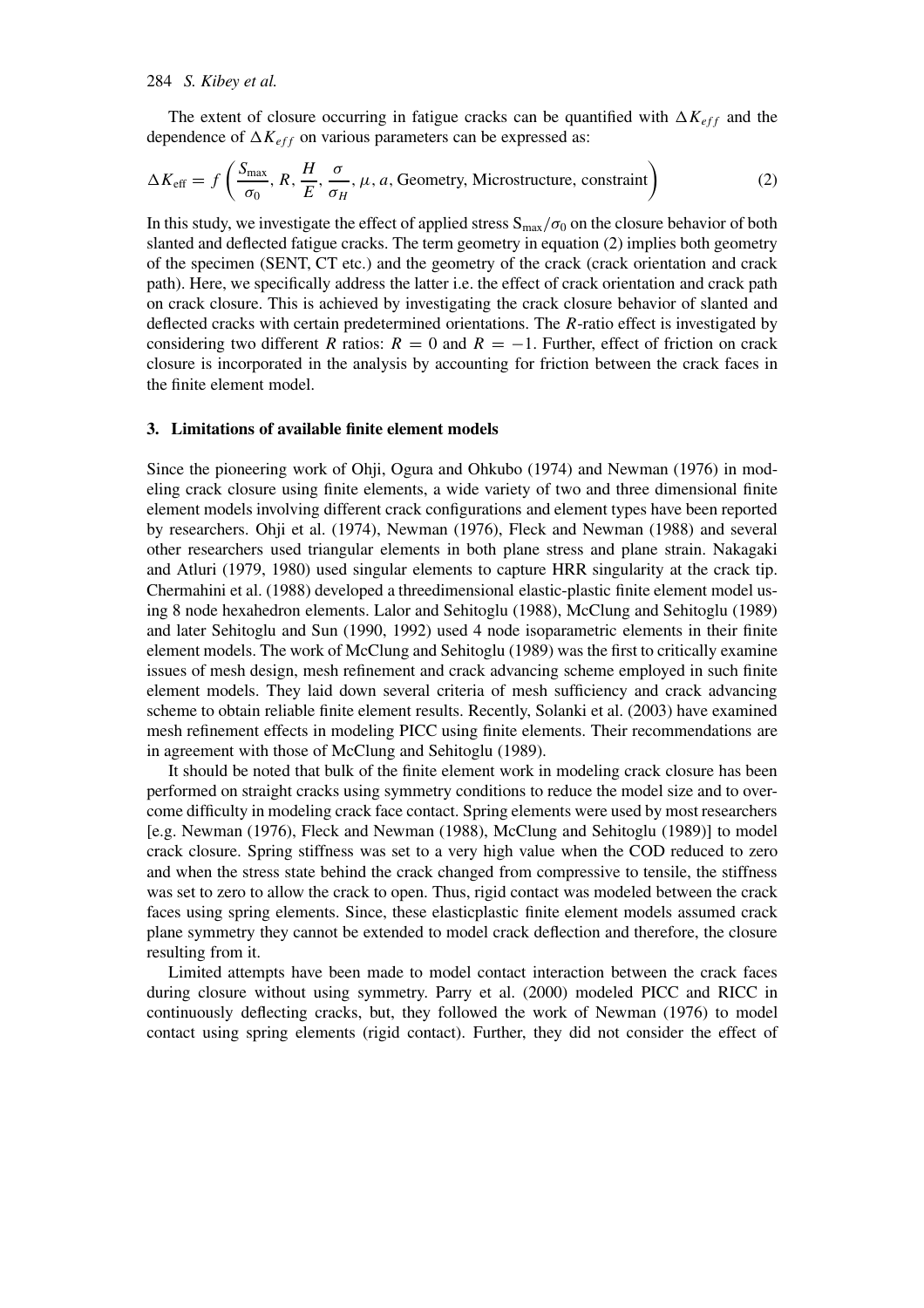The extent of closure occurring in fatigue cracks can be quantified with $\Delta K_{eff}$ and the dependence of $\Delta K_{eff}$ on various parameters can be expressed as:

$$\Delta K_{\text{eff}} = f\left(\frac{S_{\max}}{\sigma_0}, R, \frac{H}{E}, \frac{\sigma}{\sigma_H}, \mu, a, \text{Geometry, Microstructure, constraint}\right) \tag{2}$$

In this study, we investigate the effect of applied stress $S_{\max}/\sigma_0$ on the closure behavior of both slanted and deflected fatigue cracks. The term geometry in equation (2) implies both geometry of the specimen (SENT, CT etc.) and the geometry of the crack (crack orientation and crack path). Here, we specifically address the latter i.e. the effect of crack orientation and crack path on crack closure. This is achieved by investigating the crack closure behavior of slanted and deflected cracks with certain predetermined orientations. The $R$-ratio effect is investigated by considering two different $R$ ratios: $R = 0$ and $R = -1$. Further, effect of friction on crack closure is incorporated in the analysis by accounting for friction between the crack faces in the finite element model.

## 3. Limitations of available finite element models

Since the pioneering work of Ohji, Ogura and Ohkubo (1974) and Newman (1976) in modeling crack closure using finite elements, a wide variety of two and three dimensional finite element models involving different crack configurations and element types have been reported by researchers. Ohji et al. (1974), Newman (1976), Fleck and Newman (1988) and several other researchers used triangular elements in both plane stress and plane strain. Nakagaki and Atluri (1979, 1980) used singular elements to capture HRR singularity at the crack tip. Chermahini et al. (1988) developed a threedimensional elastic-plastic finite element model using 8 node hexahedron elements. Lalor and Sehitoglu (1988), McClung and Sehitoglu (1989) and later Sehitoglu and Sun (1990, 1992) used 4 node isoparametric elements in their finite element models. The work of McClung and Sehitoglu (1989) was the first to critically examine issues of mesh design, mesh refinement and crack advancing scheme employed in such finite element models. They laid down several criteria of mesh sufficiency and crack advancing scheme to obtain reliable finite element results. Recently, Solanki et al. (2003) have examined mesh refinement effects in modeling PICC using finite elements. Their recommendations are in agreement with those of McClung and Sehitoglu (1989).

It should be noted that bulk of the finite element work in modeling crack closure has been performed on straight cracks using symmetry conditions to reduce the model size and to overcome difficulty in modeling crack face contact. Spring elements were used by most researchers [e.g. Newman (1976), Fleck and Newman (1988), McClung and Sehitoglu (1989)] to model crack closure. Spring stiffness was set to a very high value when the COD reduced to zero and when the stress state behind the crack changed from compressive to tensile, the stiffness was set to zero to allow the crack to open. Thus, rigid contact was modeled between the crack faces using spring elements. Since, these elasticplastic finite element models assumed crack plane symmetry they cannot be extended to model crack deflection and therefore, the closure resulting from it.

Limited attempts have been made to model contact interaction between the crack faces during closure without using symmetry. Parry et al. (2000) modeled PICC and RICC in continuously deflecting cracks, but, they followed the work of Newman (1976) to model contact using spring elements (rigid contact). Further, they did not consider the effect of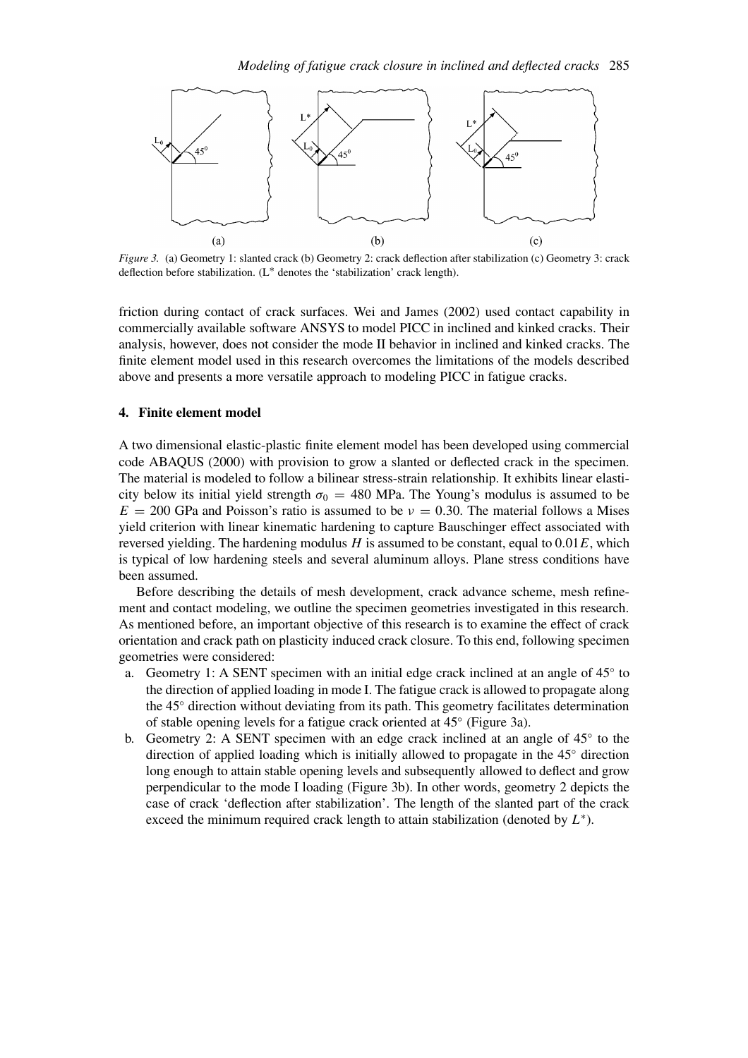*Figure 3.* (a) Geometry 1: slanted crack (b) Geometry 2: crack deflection after stabilization (c) Geometry 3: crack deflection before stabilization. ($L^*$ denotes the 'stabilization' crack length).

friction during contact of crack surfaces. Wei and James (2002) used contact capability in commercially available software ANSYS to model PICC in inclined and kinked cracks. Their analysis, however, does not consider the mode II behavior in inclined and kinked cracks. The finite element model used in this research overcomes the limitations of the models described above and presents a more versatile approach to modeling PICC in fatigue cracks.

## 4. Finite element model

A two dimensional elastic-plastic finite element model has been developed using commercial code ABAQUS (2000) with provision to grow a slanted or deflected crack in the specimen. The material is modeled to follow a bilinear stress-strain relationship. It exhibits linear elasticity below its initial yield strength $\sigma_0 = 480$ MPa. The Young's modulus is assumed to be $E = 200$ GPa and Poisson's ratio is assumed to be $\nu = 0.30$. The material follows a Mises yield criterion with linear kinematic hardening to capture Bauschinger effect associated with reversed yielding. The hardening modulus $H$ is assumed to be constant, equal to $0.01E$, which is typical of low hardening steels and several aluminum alloys. Plane stress conditions have been assumed.

Before describing the details of mesh development, crack advance scheme, mesh refinement and contact modeling, we outline the specimen geometries investigated in this research. As mentioned before, an important objective of this research is to examine the effect of crack orientation and crack path on plasticity induced crack closure. To this end, following specimen geometries were considered:

a. Geometry 1: A SENT specimen with an initial edge crack inclined at an angle of 45° to the direction of applied loading in mode I. The fatigue crack is allowed to propagate along the 45° direction without deviating from its path. This geometry facilitates determination of stable opening levels for a fatigue crack oriented at 45° (Figure 3a).
b. Geometry 2: A SENT specimen with an edge crack inclined at an angle of 45° to the direction of applied loading which is initially allowed to propagate in the 45° direction long enough to attain stable opening levels and subsequently allowed to deflect and grow perpendicular to the mode I loading (Figure 3b). In other words, geometry 2 depicts the case of crack 'deflection after stabilization'. The length of the slanted part of the crack exceed the minimum required crack length to attain stabilization (denoted by $L^*$).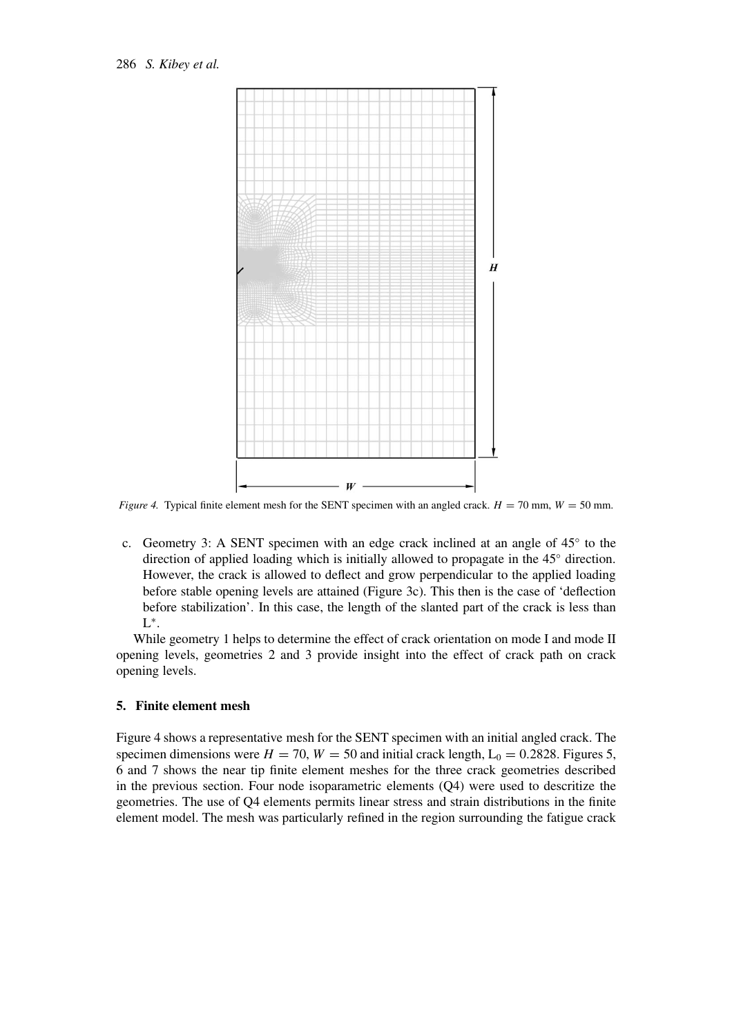*Figure 4.* Typical finite element mesh for the SENT specimen with an angled crack. $H = 70$ mm, $W = 50$ mm.

c. Geometry 3: A SENT specimen with an edge crack inclined at an angle of 45° to the direction of applied loading which is initially allowed to propagate in the 45° direction. However, the crack is allowed to deflect and grow perpendicular to the applied loading before stable opening levels are attained (Figure 3c). This then is the case of 'deflection before stabilization'. In this case, the length of the slanted part of the crack is less than $L^*$.

While geometry 1 helps to determine the effect of crack orientation on mode I and mode II opening levels, geometries 2 and 3 provide insight into the effect of crack path on crack opening levels.

## 5. Finite element mesh

Figure 4 shows a representative mesh for the SENT specimen with an initial angled crack. The specimen dimensions were $H = 70$, $W = 50$ and initial crack length, $L_0 = 0.2828$. Figures 5, 6 and 7 shows the near tip finite element meshes for the three crack geometries described in the previous section. Four node isoparametric elements (Q4) were used to descritize the geometries. The use of Q4 elements permits linear stress and strain distributions in the finite element model. The mesh was particularly refined in the region surrounding the fatigue crack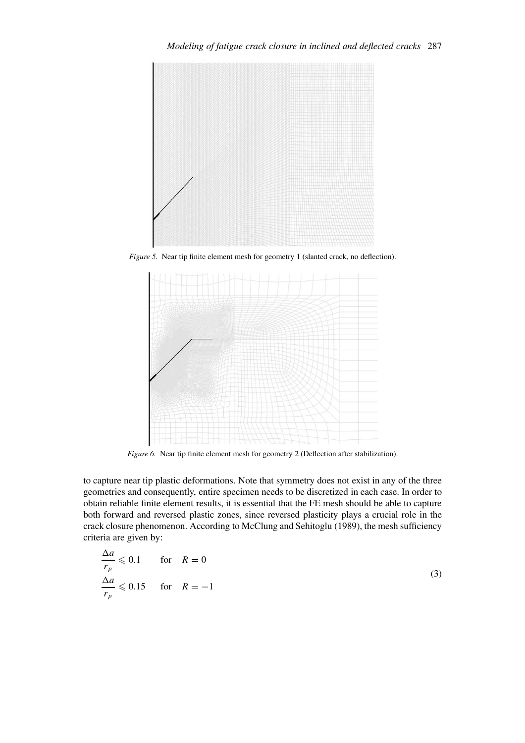*Figure 5.* Near tip finite element mesh for geometry 1 (slanted crack, no deflection).

*Figure 6.* Near tip finite element mesh for geometry 2 (Deflection after stabilization).

to capture near tip plastic deformations. Note that symmetry does not exist in any of the three geometries and consequently, entire specimen needs to be discretized in each case. In order to obtain reliable finite element results, it is essential that the FE mesh should be able to capture both forward and reversed plastic zones, since reversed plasticity plays a crucial role in the crack closure phenomenon. According to McClung and Sehitoglu (1989), the mesh sufficiency criteria are given by:

$$
\begin{aligned}
\frac{\Delta a}{r_p} &\leqslant 0.1 \qquad \text{for} \quad R = 0 \\
\frac{\Delta a}{r_p} &\leqslant 0.15 \qquad \text{for} \quad R = -1
\end{aligned}
\tag{3}
$$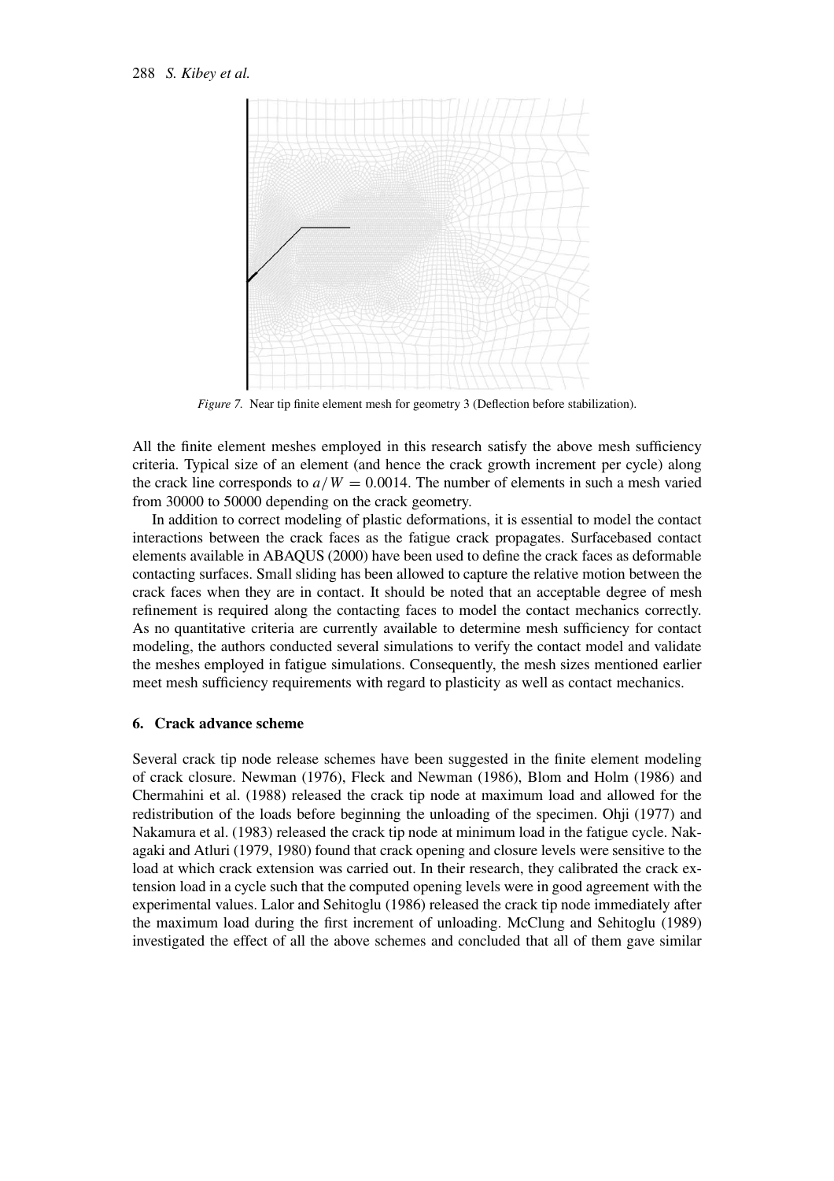*Figure 7.* Near tip finite element mesh for geometry 3 (Deflection before stabilization).

All the finite element meshes employed in this research satisfy the above mesh sufficiency criteria. Typical size of an element (and hence the crack growth increment per cycle) along the crack line corresponds to $a/W = 0.0014$. The number of elements in such a mesh varied from 30000 to 50000 depending on the crack geometry.

In addition to correct modeling of plastic deformations, it is essential to model the contact interactions between the crack faces as the fatigue crack propagates. Surfacebased contact elements available in ABAQUS (2000) have been used to define the crack faces as deformable contacting surfaces. Small sliding has been allowed to capture the relative motion between the crack faces when they are in contact. It should be noted that an acceptable degree of mesh refinement is required along the contacting faces to model the contact mechanics correctly. As no quantitative criteria are currently available to determine mesh sufficiency for contact modeling, the authors conducted several simulations to verify the contact model and validate the meshes employed in fatigue simulations. Consequently, the mesh sizes mentioned earlier meet mesh sufficiency requirements with regard to plasticity as well as contact mechanics.

## 6. Crack advance scheme

Several crack tip node release schemes have been suggested in the finite element modeling of crack closure. Newman (1976), Fleck and Newman (1986), Blom and Holm (1986) and Chermahini et al. (1988) released the crack tip node at maximum load and allowed for the redistribution of the loads before beginning the unloading of the specimen. Ohji (1977) and Nakamura et al. (1983) released the crack tip node at minimum load in the fatigue cycle. Nakagaki and Atluri (1979, 1980) found that crack opening and closure levels were sensitive to the load at which crack extension was carried out. In their research, they calibrated the crack extension load in a cycle such that the computed opening levels were in good agreement with the experimental values. Lalor and Sehitoglu (1986) released the crack tip node immediately after the maximum load during the first increment of unloading. McClung and Sehitoglu (1989) investigated the effect of all the above schemes and concluded that all of them gave similar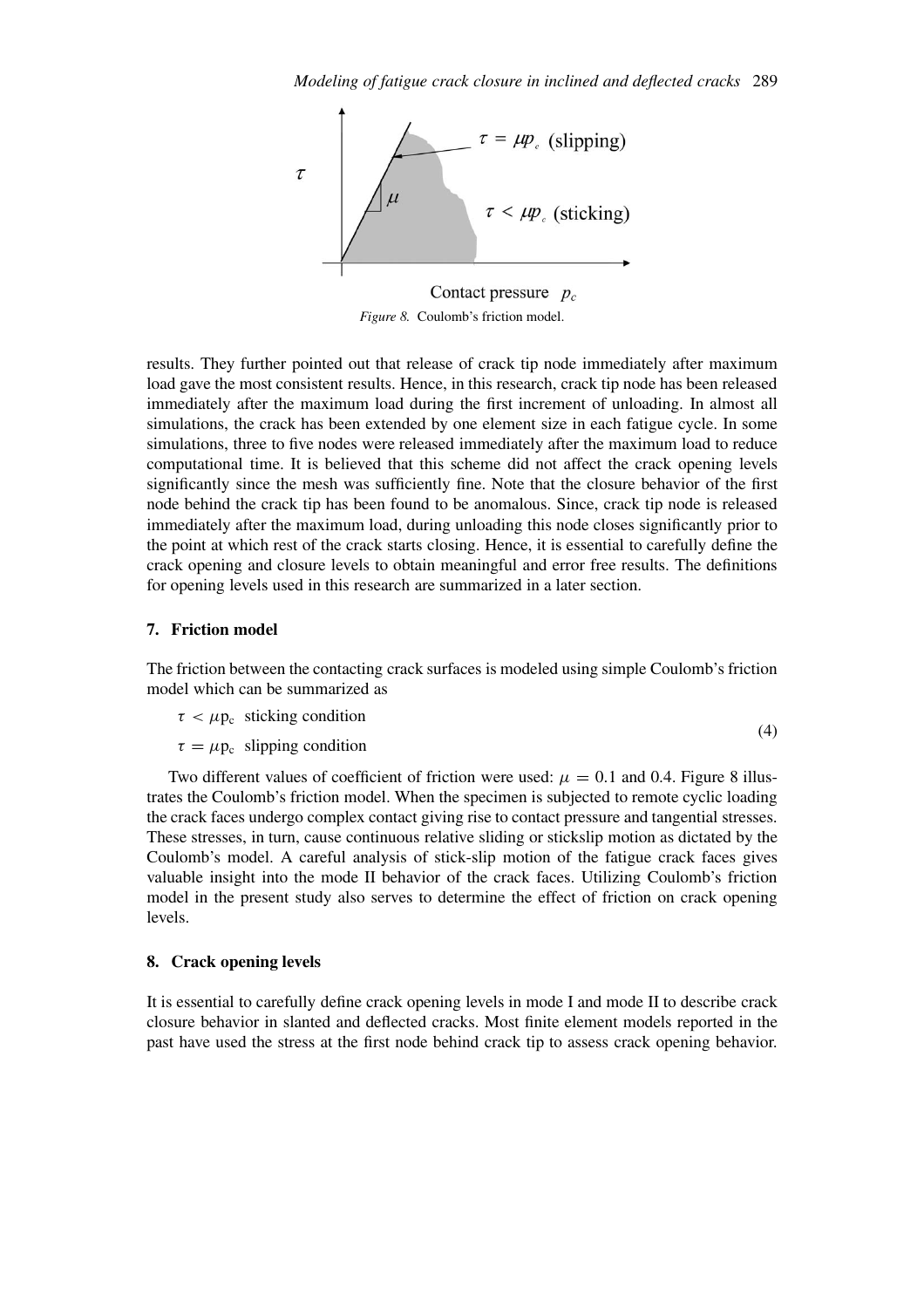Figure 8. Coulomb's friction model.

results. They further pointed out that release of crack tip node immediately after maximum load gave the most consistent results. Hence, in this research, crack tip node has been released immediately after the maximum load during the first increment of unloading. In almost all simulations, the crack has been extended by one element size in each fatigue cycle. In some simulations, three to five nodes were released immediately after the maximum load to reduce computational time. It is believed that this scheme did not affect the crack opening levels significantly since the mesh was sufficiently fine. Note that the closure behavior of the first node behind the crack tip has been found to be anomalous. Since, crack tip node is released immediately after the maximum load, during unloading this node closes significantly prior to the point at which rest of the crack starts closing. Hence, it is essential to carefully define the crack opening and closure levels to obtain meaningful and error free results. The definitions for opening levels used in this research are summarized in a later section.

## 7. Friction model

The friction between the contacting crack surfaces is modeled using simple Coulomb's friction model which can be summarized as

$$
\begin{aligned}
&\tau < \mu \mathrm{p_c} \quad \text{sticking condition} \\
&\tau = \mu \mathrm{p_c} \quad \text{slipping condition}
\end{aligned}
\tag{4}
$$

Two different values of coefficient of friction were used: $\mu = 0.1$ and 0.4. Figure 8 illustrates the Coulomb's friction model. When the specimen is subjected to remote cyclic loading the crack faces undergo complex contact giving rise to contact pressure and tangential stresses. These stresses, in turn, cause continuous relative sliding or stickslip motion as dictated by the Coulomb's model. A careful analysis of stick-slip motion of the fatigue crack faces gives valuable insight into the mode II behavior of the crack faces. Utilizing Coulomb's friction model in the present study also serves to determine the effect of friction on crack opening levels.

## 8. Crack opening levels

It is essential to carefully define crack opening levels in mode I and mode II to describe crack closure behavior in slanted and deflected cracks. Most finite element models reported in the past have used the stress at the first node behind crack tip to assess crack opening behavior.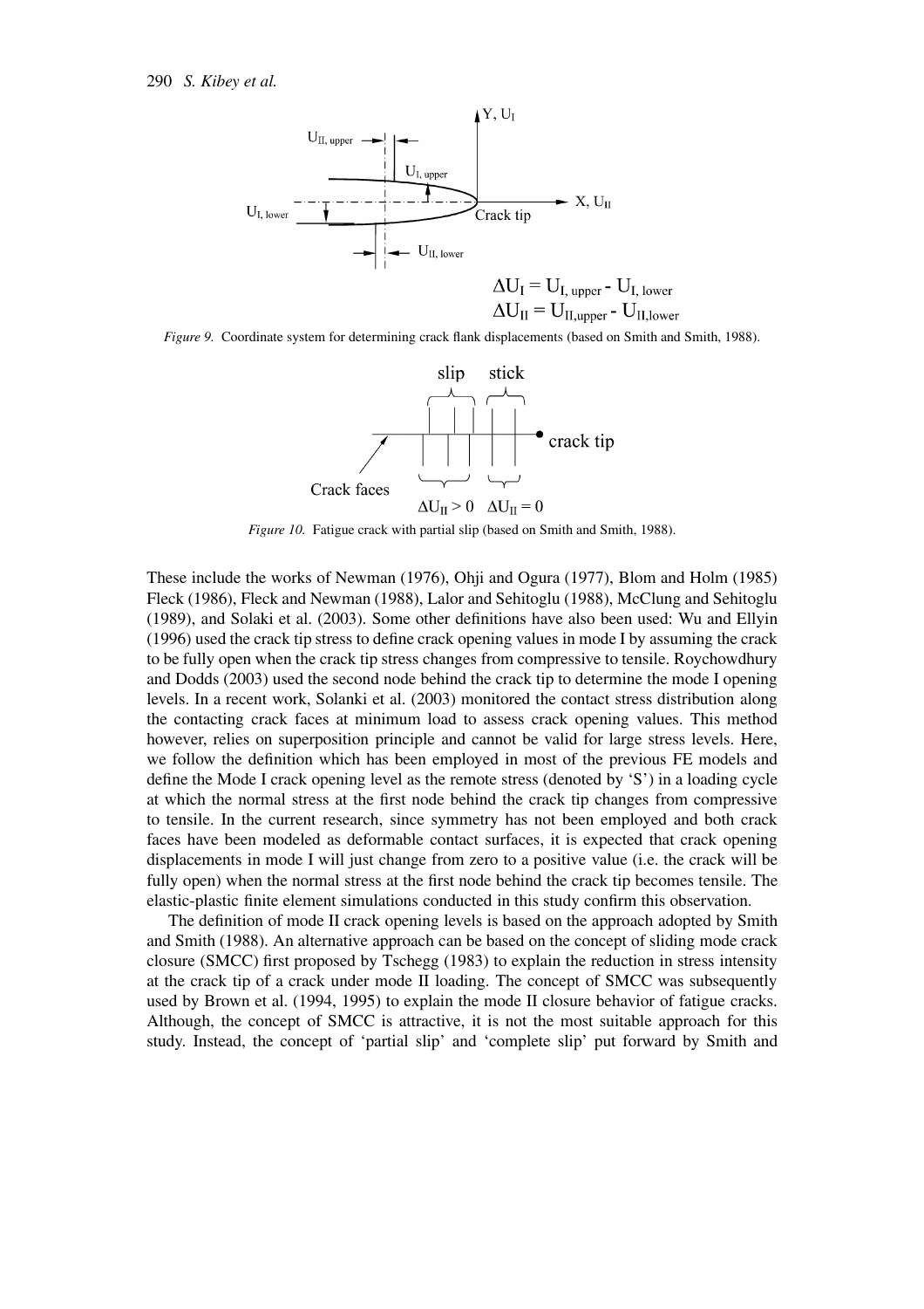Figure 9. Coordinate system for determining crack flank displacements (based on Smith and Smith, 1988).

Figure 10. Fatigue crack with partial slip (based on Smith and Smith, 1988).

These include the works of Newman (1976), Ohji and Ogura (1977), Blom and Holm (1985) Fleck (1986), Fleck and Newman (1988), Lalor and Sehitoglu (1988), McClung and Sehitoglu (1989), and Solaki et al. (2003). Some other definitions have also been used: Wu and Ellyin (1996) used the crack tip stress to define crack opening values in mode I by assuming the crack to be fully open when the crack tip stress changes from compressive to tensile. Roychowdhury and Dodds (2003) used the second node behind the crack tip to determine the mode I opening levels. In a recent work, Solanki et al. (2003) monitored the contact stress distribution along the contacting crack faces at minimum load to assess crack opening values. This method however, relies on superposition principle and cannot be valid for large stress levels. Here, we follow the definition which has been employed in most of the previous FE models and define the Mode I crack opening level as the remote stress (denoted by 'S') in a loading cycle at which the normal stress at the first node behind the crack tip changes from compressive to tensile. In the current research, since symmetry has not been employed and both crack faces have been modeled as deformable contact surfaces, it is expected that crack opening displacements in mode I will just change from zero to a positive value (i.e. the crack will be fully open) when the normal stress at the first node behind the crack tip becomes tensile. The elastic-plastic finite element simulations conducted in this study confirm this observation.

The definition of mode II crack opening levels is based on the approach adopted by Smith and Smith (1988). An alternative approach can be based on the concept of sliding mode crack closure (SMCC) first proposed by Tschegg (1983) to explain the reduction in stress intensity at the crack tip of a crack under mode II loading. The concept of SMCC was subsequently used by Brown et al. (1994, 1995) to explain the mode II closure behavior of fatigue cracks. Although, the concept of SMCC is attractive, it is not the most suitable approach for this study. Instead, the concept of 'partial slip' and 'complete slip' put forward by Smith and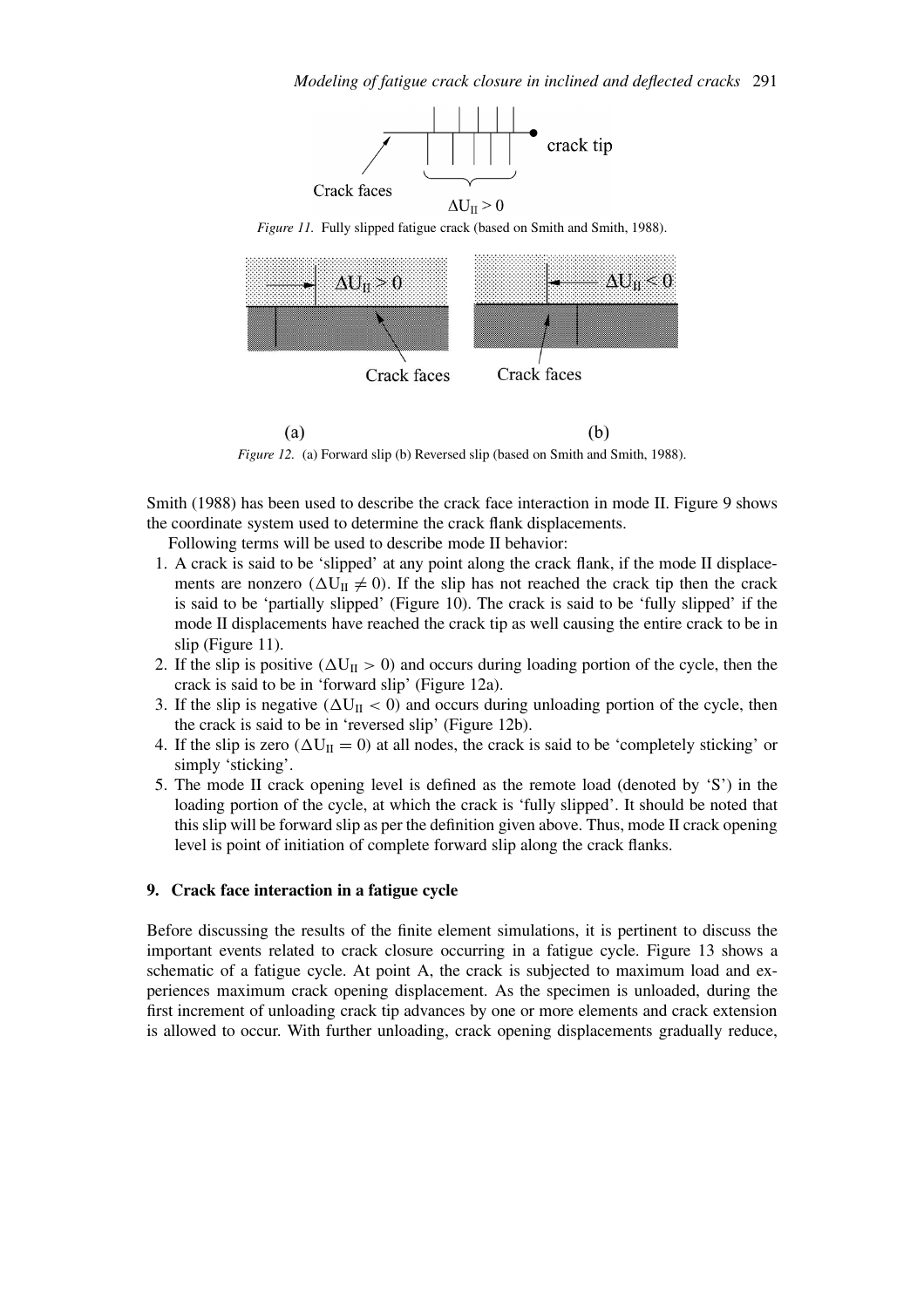Figure 11. Fully slipped fatigue crack (based on Smith and Smith, 1988).

Figure 12. (a) Forward slip (b) Reversed slip (based on Smith and Smith, 1988).

Smith (1988) has been used to describe the crack face interaction in mode II. Figure 9 shows the coordinate system used to determine the crack flank displacements.

Following terms will be used to describe mode II behavior:

1. A crack is said to be 'slipped' at any point along the crack flank, if the mode II displacements are nonzero ($\Delta U_{II} \neq 0$). If the slip has not reached the crack tip then the crack is said to be 'partially slipped' (Figure 10). The crack is said to be 'fully slipped' if the mode II displacements have reached the crack tip as well causing the entire crack to be in slip (Figure 11).
2. If the slip is positive ($\Delta U_{II} > 0$) and occurs during loading portion of the cycle, then the crack is said to be in 'forward slip' (Figure 12a).
3. If the slip is negative ($\Delta U_{II} < 0$) and occurs during unloading portion of the cycle, then the crack is said to be in 'reversed slip' (Figure 12b).
4. If the slip is zero ($\Delta U_{II} = 0$) at all nodes, the crack is said to be 'completely sticking' or simply 'sticking'.
5. The mode II crack opening level is defined as the remote load (denoted by 'S') in the loading portion of the cycle, at which the crack is 'fully slipped'. It should be noted that this slip will be forward slip as per the definition given above. Thus, mode II crack opening level is point of initiation of complete forward slip along the crack flanks.

## 9. Crack face interaction in a fatigue cycle

Before discussing the results of the finite element simulations, it is pertinent to discuss the important events related to crack closure occurring in a fatigue cycle. Figure 13 shows a schematic of a fatigue cycle. At point A, the crack is subjected to maximum load and experiences maximum crack opening displacement. As the specimen is unloaded, during the first increment of unloading crack tip advances by one or more elements and crack extension is allowed to occur. With further unloading, crack opening displacements gradually reduce,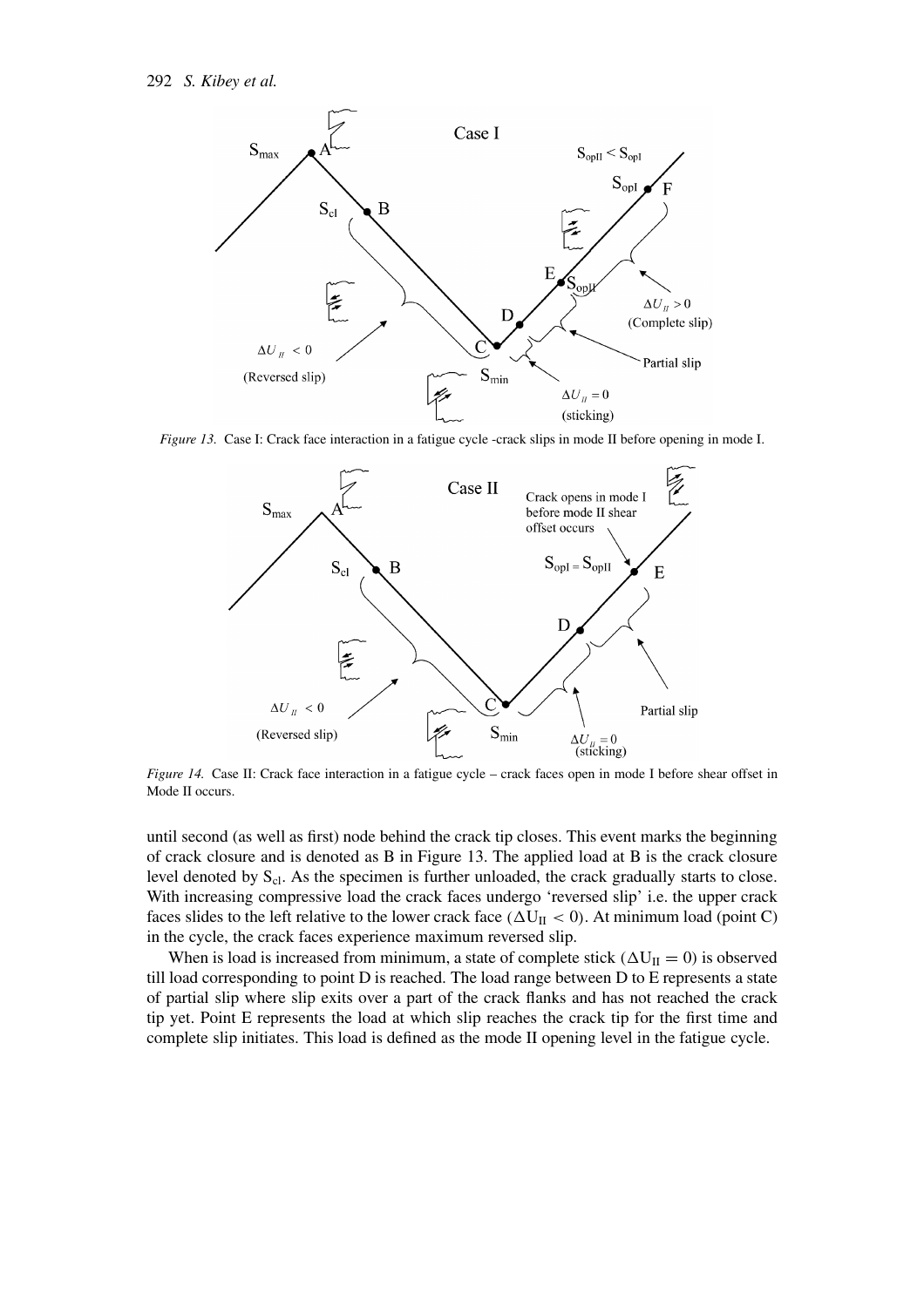*Figure 13.* Case I: Crack face interaction in a fatigue cycle -crack slips in mode II before opening in mode I.

*Figure 14.* Case II: Crack face interaction in a fatigue cycle – crack faces open in mode I before shear offset in Mode II occurs.

until second (as well as first) node behind the crack tip closes. This event marks the beginning of crack closure and is denoted as B in Figure 13. The applied load at B is the crack closure level denoted by $S_{cl}$. As the specimen is further unloaded, the crack gradually starts to close. With increasing compressive load the crack faces undergo 'reversed slip' i.e. the upper crack faces slides to the left relative to the lower crack face ($\Delta U_{II} < 0$). At minimum load (point C) in the cycle, the crack faces experience maximum reversed slip.

When is load is increased from minimum, a state of complete stick ($\Delta U_{II} = 0$) is observed till load corresponding to point D is reached. The load range between D to E represents a state of partial slip where slip exits over a part of the crack flanks and has not reached the crack tip yet. Point E represents the load at which slip reaches the crack tip for the first time and complete slip initiates. This load is defined as the mode II opening level in the fatigue cycle.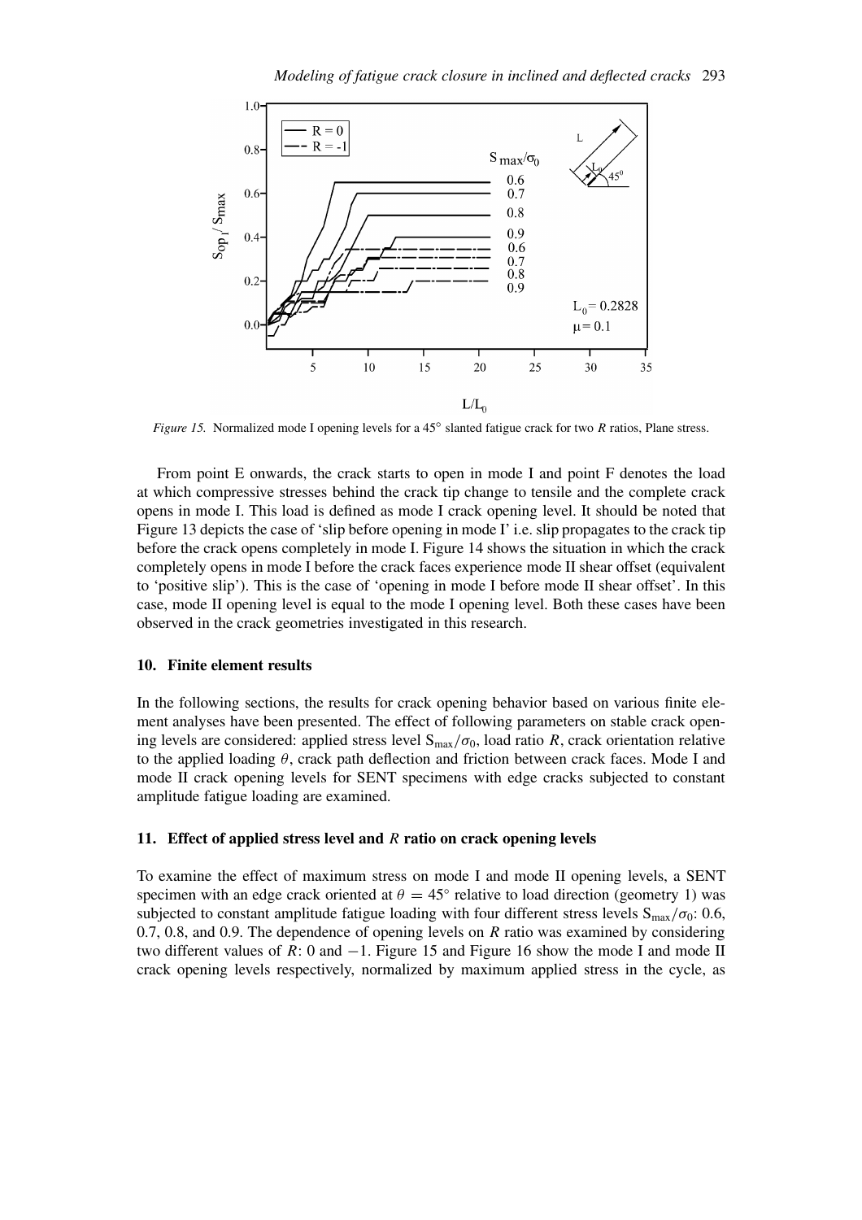*Figure 15.* Normalized mode I opening levels for a 45° slanted fatigue crack for two $R$ ratios, Plane stress.

From point E onwards, the crack starts to open in mode I and point F denotes the load at which compressive stresses behind the crack tip change to tensile and the complete crack opens in mode I. This load is defined as mode I crack opening level. It should be noted that Figure 13 depicts the case of 'slip before opening in mode I' i.e. slip propagates to the crack tip before the crack opens completely in mode I. Figure 14 shows the situation in which the crack completely opens in mode I before the crack faces experience mode II shear offset (equivalent to 'positive slip'). This is the case of 'opening in mode I before mode II shear offset'. In this case, mode II opening level is equal to the mode I opening level. Both these cases have been observed in the crack geometries investigated in this research.

## 10. Finite element results

In the following sections, the results for crack opening behavior based on various finite element analyses have been presented. The effect of following parameters on stable crack opening levels are considered: applied stress level $S_{max}/\sigma_0$, load ratio $R$, crack orientation relative to the applied loading $\theta$, crack path deflection and friction between crack faces. Mode I and mode II crack opening levels for SENT specimens with edge cracks subjected to constant amplitude fatigue loading are examined.

## 11. Effect of applied stress level and $R$ ratio on crack opening levels

To examine the effect of maximum stress on mode I and mode II opening levels, a SENT specimen with an edge crack oriented at $\theta = 45°$ relative to load direction (geometry 1) was subjected to constant amplitude fatigue loading with four different stress levels $S_{max}/\sigma_0$: 0.6, 0.7, 0.8, and 0.9. The dependence of opening levels on $R$ ratio was examined by considering two different values of $R$: 0 and $-1$. Figure 15 and Figure 16 show the mode I and mode II crack opening levels respectively, normalized by maximum applied stress in the cycle, as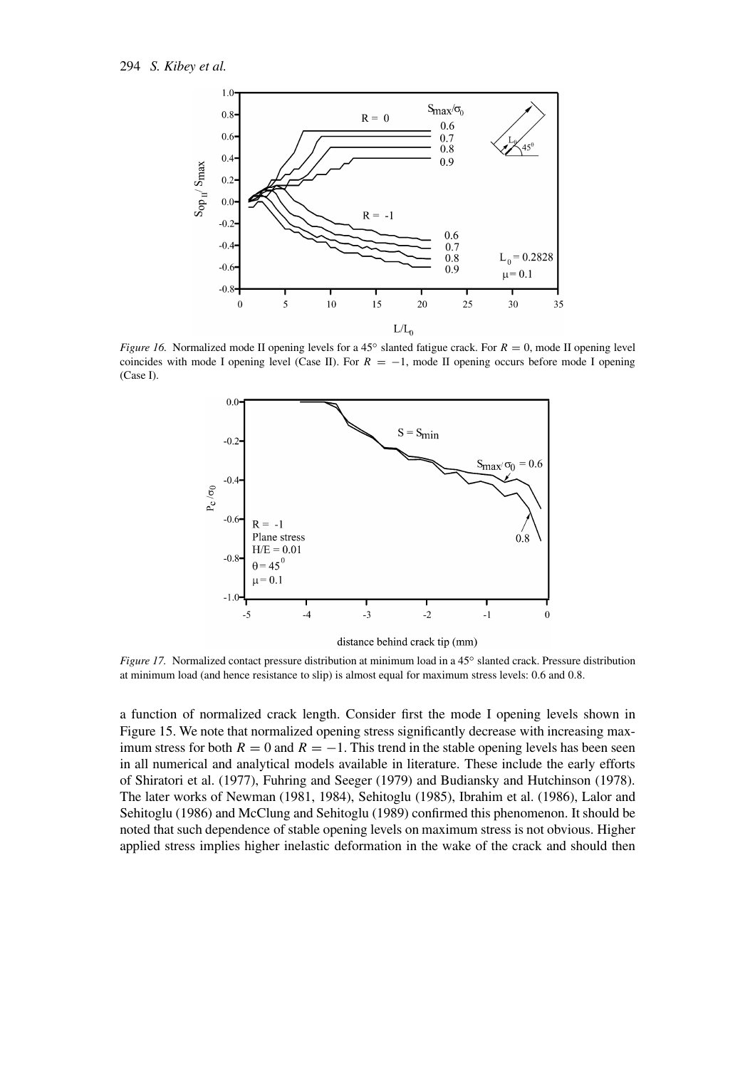*Figure 16.* Normalized mode II opening levels for a 45° slanted fatigue crack. For $R = 0$, mode II opening level coincides with mode I opening level (Case II). For $R = -1$, mode II opening occurs before mode I opening (Case I).

*Figure 17.* Normalized contact pressure distribution at minimum load in a 45° slanted crack. Pressure distribution at minimum load (and hence resistance to slip) is almost equal for maximum stress levels: 0.6 and 0.8.

a function of normalized crack length. Consider first the mode I opening levels shown in Figure 15. We note that normalized opening stress significantly decrease with increasing maximum stress for both $R = 0$ and $R = -1$. This trend in the stable opening levels has been seen in all numerical and analytical models available in literature. These include the early efforts of Shiratori et al. (1977), Fuhring and Seeger (1979) and Budiansky and Hutchinson (1978). The later works of Newman (1981, 1984), Sehitoglu (1985), Ibrahim et al. (1986), Lalor and Sehitoglu (1986) and McClung and Sehitoglu (1989) confirmed this phenomenon. It should be noted that such dependence of stable opening levels on maximum stress is not obvious. Higher applied stress implies higher inelastic deformation in the wake of the crack and should then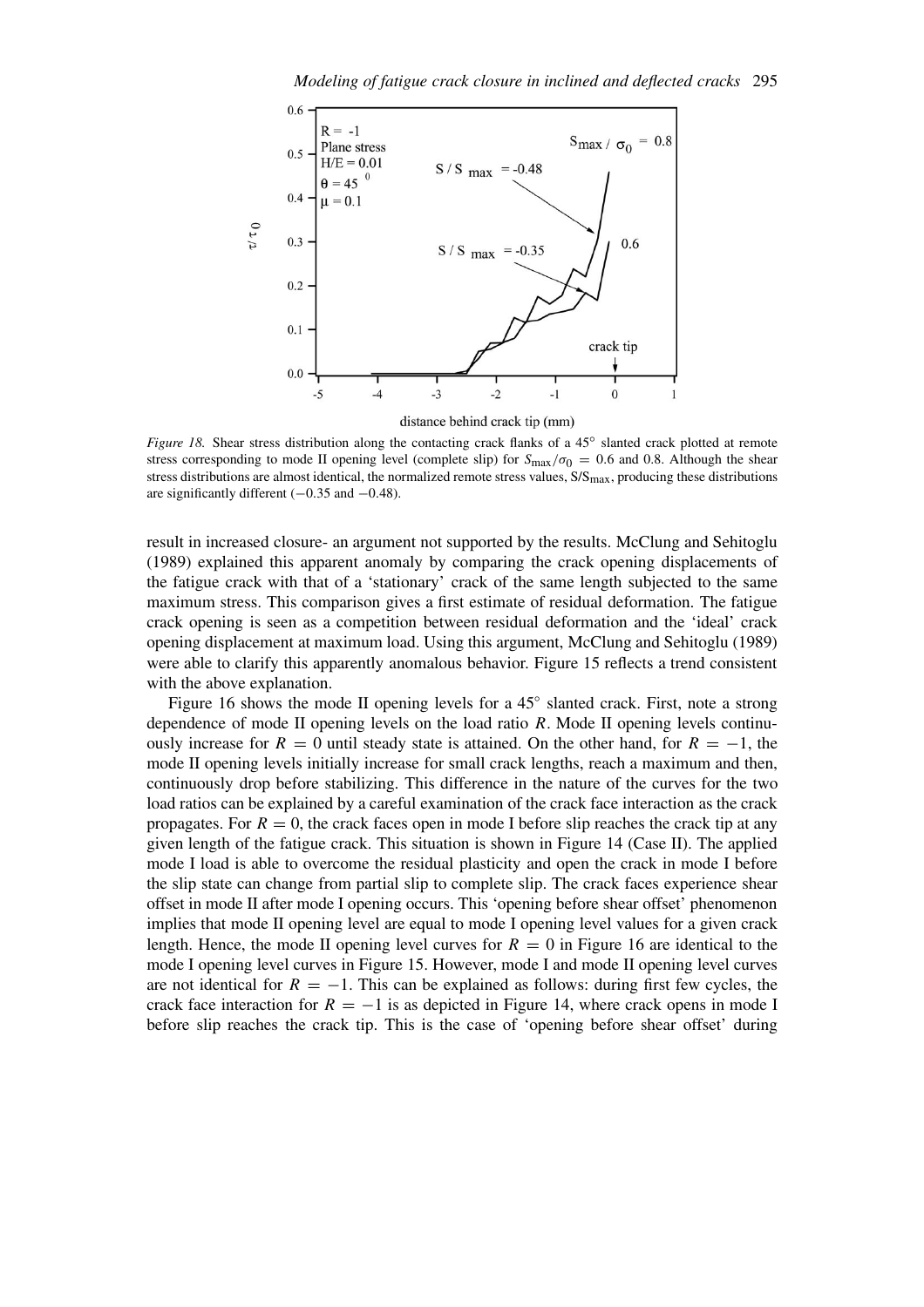*Figure 18.* Shear stress distribution along the contacting crack flanks of a 45° slanted crack plotted at remote stress corresponding to mode II opening level (complete slip) for $S_{max}/\sigma_0 = 0.6$ and 0.8. Although the shear stress distributions are almost identical, the normalized remote stress values, $S/S_{max}$, producing these distributions are significantly different ($-0.35$ and $-0.48$).

result in increased closure- an argument not supported by the results. McClung and Sehitoglu (1989) explained this apparent anomaly by comparing the crack opening displacements of the fatigue crack with that of a 'stationary' crack of the same length subjected to the same maximum stress. This comparison gives a first estimate of residual deformation. The fatigue crack opening is seen as a competition between residual deformation and the 'ideal' crack opening displacement at maximum load. Using this argument, McClung and Sehitoglu (1989) were able to clarify this apparently anomalous behavior. Figure 15 reflects a trend consistent with the above explanation.

Figure 16 shows the mode II opening levels for a 45° slanted crack. First, note a strong dependence of mode II opening levels on the load ratio $R$. Mode II opening levels continuously increase for $R = 0$ until steady state is attained. On the other hand, for $R = -1$, the mode II opening levels initially increase for small crack lengths, reach a maximum and then, continuously drop before stabilizing. This difference in the nature of the curves for the two load ratios can be explained by a careful examination of the crack face interaction as the crack propagates. For $R = 0$, the crack faces open in mode I before slip reaches the crack tip at any given length of the fatigue crack. This situation is shown in Figure 14 (Case II). The applied mode I load is able to overcome the residual plasticity and open the crack in mode I before the slip state can change from partial slip to complete slip. The crack faces experience shear offset in mode II after mode I opening occurs. This 'opening before shear offset' phenomenon implies that mode II opening level are equal to mode I opening level values for a given crack length. Hence, the mode II opening level curves for $R = 0$ in Figure 16 are identical to the mode I opening level curves in Figure 15. However, mode I and mode II opening level curves are not identical for $R = -1$. This can be explained as follows: during first few cycles, the crack face interaction for $R = -1$ is as depicted in Figure 14, where crack opens in mode I before slip reaches the crack tip. This is the case of 'opening before shear offset' during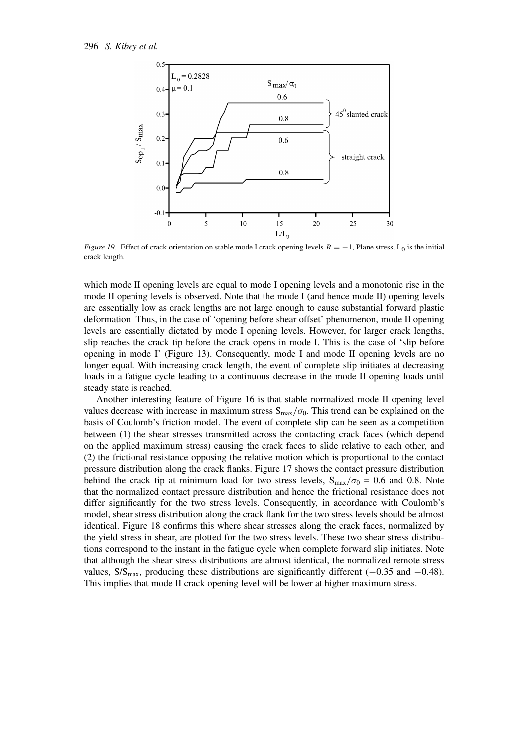*Figure 19.* Effect of crack orientation on stable mode I crack opening levels $R = -1$, Plane stress. $L_0$ is the initial crack length.

which mode II opening levels are equal to mode I opening levels and a monotonic rise in the mode II opening levels is observed. Note that the mode I (and hence mode II) opening levels are essentially low as crack lengths are not large enough to cause substantial forward plastic deformation. Thus, in the case of 'opening before shear offset' phenomenon, mode II opening levels are essentially dictated by mode I opening levels. However, for larger crack lengths, slip reaches the crack tip before the crack opens in mode I. This is the case of 'slip before opening in mode I' (Figure 13). Consequently, mode I and mode II opening levels are no longer equal. With increasing crack length, the event of complete slip initiates at decreasing loads in a fatigue cycle leading to a continuous decrease in the mode II opening loads until steady state is reached.

Another interesting feature of Figure 16 is that stable normalized mode II opening level values decrease with increase in maximum stress $S_{max}/\sigma_0$. This trend can be explained on the basis of Coulomb's friction model. The event of complete slip can be seen as a competition between (1) the shear stresses transmitted across the contacting crack faces (which depend on the applied maximum stress) causing the crack faces to slide relative to each other, and (2) the frictional resistance opposing the relative motion which is proportional to the contact pressure distribution along the crack flanks. Figure 17 shows the contact pressure distribution behind the crack tip at minimum load for two stress levels, $S_{max}/\sigma_0$ = 0.6 and 0.8. Note that the normalized contact pressure distribution and hence the frictional resistance does not differ significantly for the two stress levels. Consequently, in accordance with Coulomb's model, shear stress distribution along the crack flank for the two stress levels should be almost identical. Figure 18 confirms this where shear stresses along the crack faces, normalized by the yield stress in shear, are plotted for the two stress levels. These two shear stress distributions correspond to the instant in the fatigue cycle when complete forward slip initiates. Note that although the shear stress distributions are almost identical, the normalized remote stress values, $S/S_{max}$, producing these distributions are significantly different ($-0.35$ and $-0.48$). This implies that mode II crack opening level will be lower at higher maximum stress.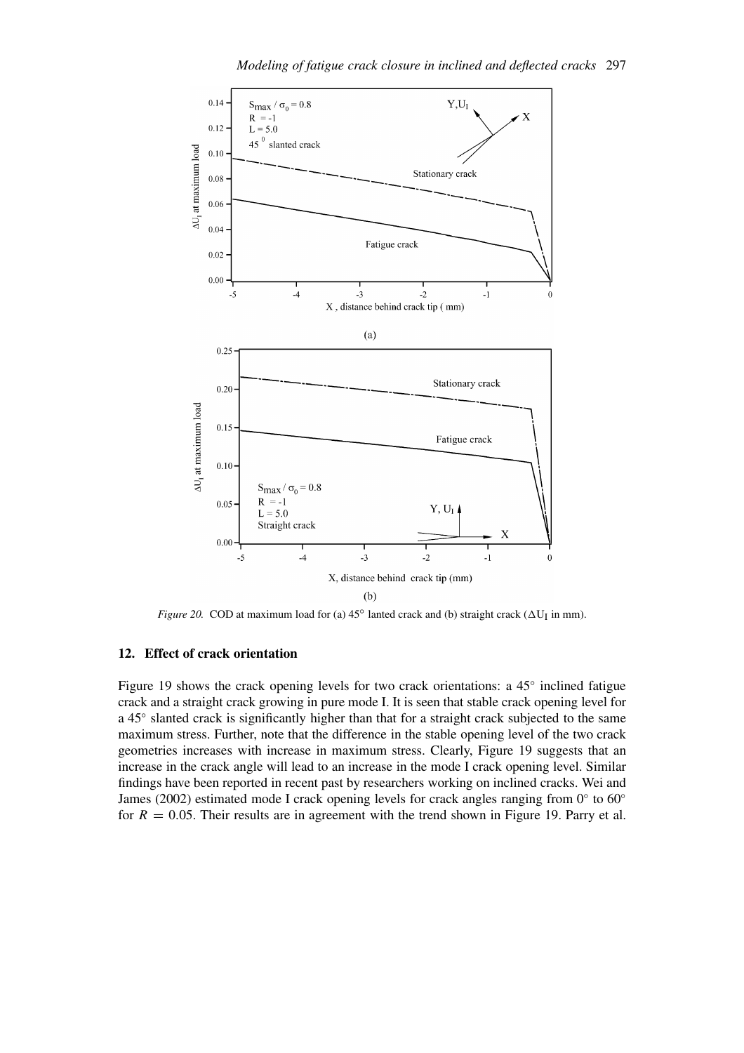*Figure 20.* COD at maximum load for (a) 45° lanted crack and (b) straight crack ($\Delta U_I$ in mm).

## 12. Effect of crack orientation

Figure 19 shows the crack opening levels for two crack orientations: a 45° inclined fatigue crack and a straight crack growing in pure mode I. It is seen that stable crack opening level for a 45° slanted crack is significantly higher than that for a straight crack subjected to the same maximum stress. Further, note that the difference in the stable opening level of the two crack geometries increases with increase in maximum stress. Clearly, Figure 19 suggests that an increase in the crack angle will lead to an increase in the mode I crack opening level. Similar findings have been reported in recent past by researchers working on inclined cracks. Wei and James (2002) estimated mode I crack opening levels for crack angles ranging from 0° to 60° for $R = 0.05$. Their results are in agreement with the trend shown in Figure 19. Parry et al.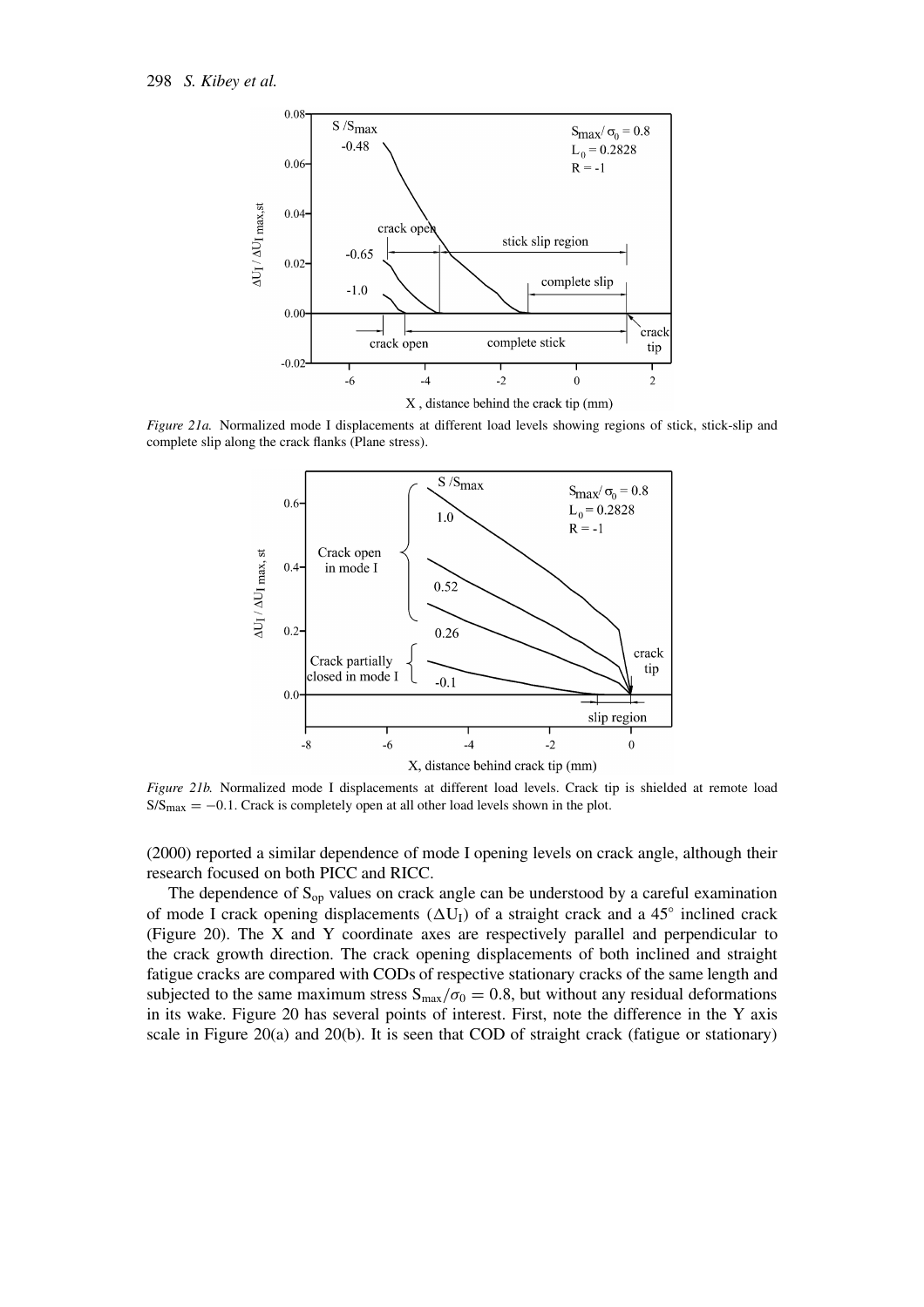*Figure 21a.* Normalized mode I displacements at different load levels showing regions of stick, stick-slip and complete slip along the crack flanks (Plane stress).

*Figure 21b.* Normalized mode I displacements at different load levels. Crack tip is shielded at remote load $S/S_{max} = -0.1$. Crack is completely open at all other load levels shown in the plot.

(2000) reported a similar dependence of mode I opening levels on crack angle, although their research focused on both PICC and RICC.

The dependence of $S_{op}$ values on crack angle can be understood by a careful examination of mode I crack opening displacements ($\Delta U_I$) of a straight crack and a 45° inclined crack (Figure 20). The X and Y coordinate axes are respectively parallel and perpendicular to the crack growth direction. The crack opening displacements of both inclined and straight fatigue cracks are compared with CODs of respective stationary cracks of the same length and subjected to the same maximum stress $S_{max}/\sigma_0 = 0.8$, but without any residual deformations in its wake. Figure 20 has several points of interest. First, note the difference in the Y axis scale in Figure 20(a) and 20(b). It is seen that COD of straight crack (fatigue or stationary)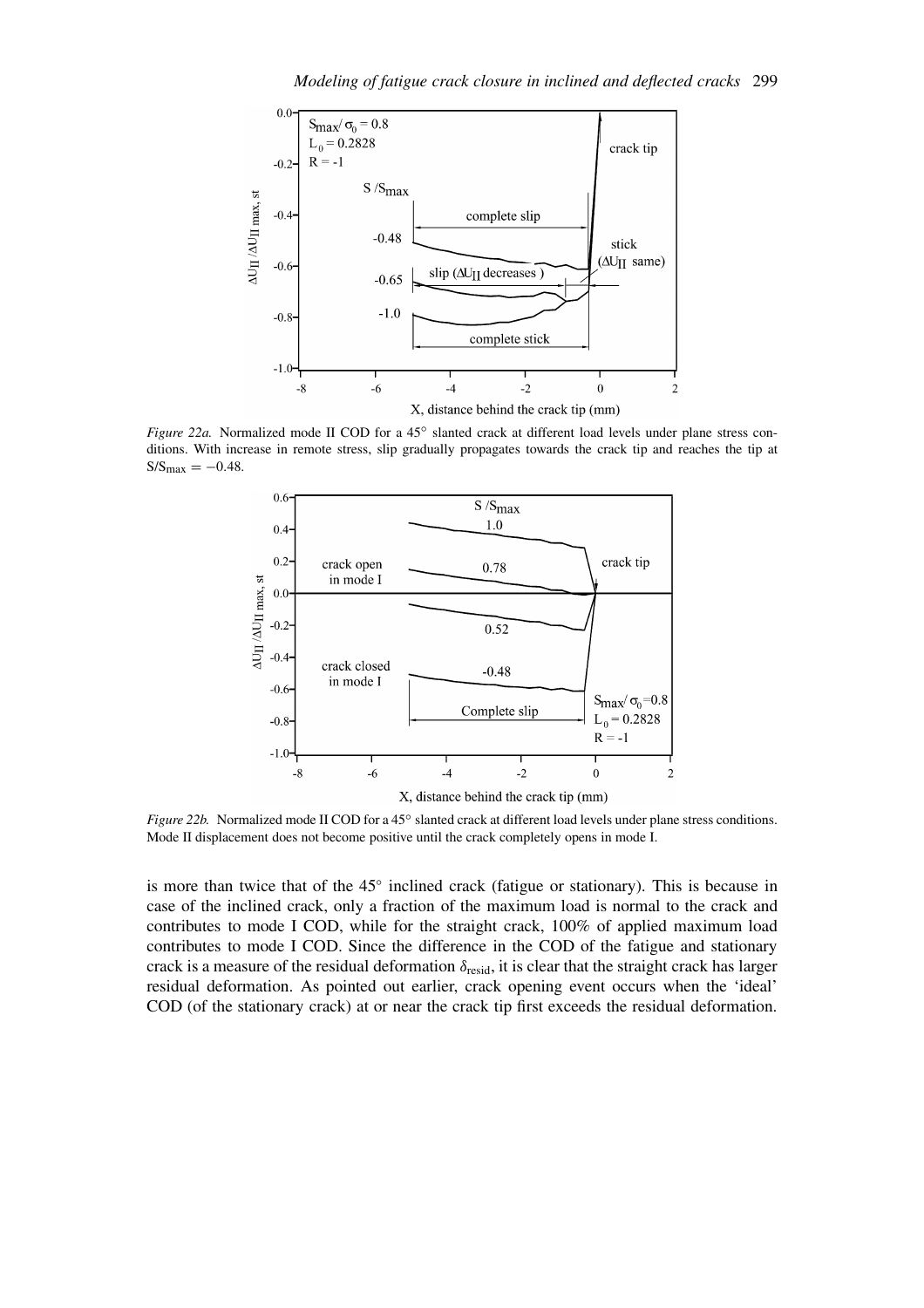*Figure 22a.* Normalized mode II COD for a 45° slanted crack at different load levels under plane stress conditions. With increase in remote stress, slip gradually propagates towards the crack tip and reaches the tip at $S/S_{max} = -0.48$.

*Figure 22b.* Normalized mode II COD for a 45° slanted crack at different load levels under plane stress conditions. Mode II displacement does not become positive until the crack completely opens in mode I.

is more than twice that of the 45° inclined crack (fatigue or stationary). This is because in case of the inclined crack, only a fraction of the maximum load is normal to the crack and contributes to mode I COD, while for the straight crack, 100% of applied maximum load contributes to mode I COD. Since the difference in the COD of the fatigue and stationary crack is a measure of the residual deformation $\delta_{resid}$, it is clear that the straight crack has larger residual deformation. As pointed out earlier, crack opening event occurs when the 'ideal' COD (of the stationary crack) at or near the crack tip first exceeds the residual deformation.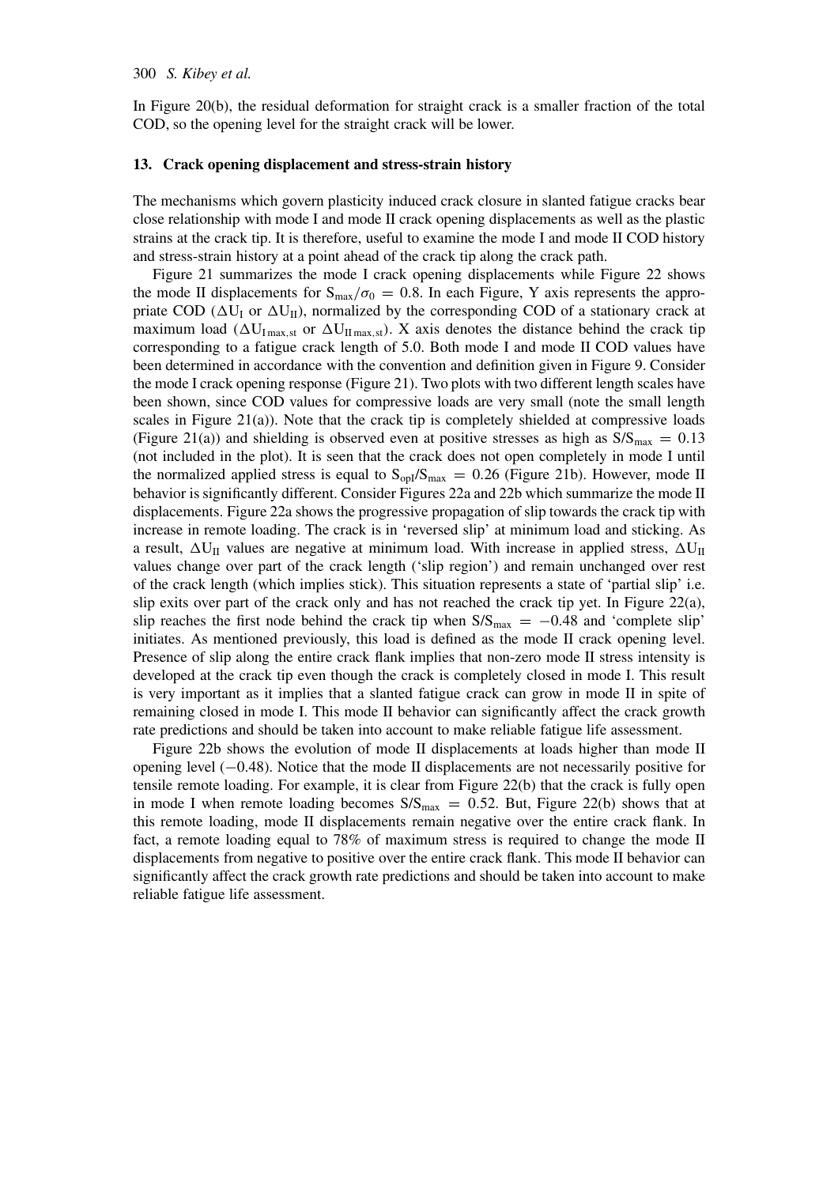In Figure 20(b), the residual deformation for straight crack is a smaller fraction of the total COD, so the opening level for the straight crack will be lower.

## 13. Crack opening displacement and stress-strain history

The mechanisms which govern plasticity induced crack closure in slanted fatigue cracks bear close relationship with mode I and mode II crack opening displacements as well as the plastic strains at the crack tip. It is therefore, useful to examine the mode I and mode II COD history and stress-strain history at a point ahead of the crack tip along the crack path.

Figure 21 summarizes the mode I crack opening displacements while Figure 22 shows the mode II displacements for $S_{max}/\sigma_0 = 0.8$. In each Figure, Y axis represents the appropriate COD ($\Delta U_I$ or $\Delta U_{II}$), normalized by the corresponding COD of a stationary crack at maximum load ($\Delta U_{I\,max,st}$ or $\Delta U_{II\,max,st}$). X axis denotes the distance behind the crack tip corresponding to a fatigue crack length of 5.0. Both mode I and mode II COD values have been determined in accordance with the convention and definition given in Figure 9. Consider the mode I crack opening response (Figure 21). Two plots with two different length scales have been shown, since COD values for compressive loads are very small (note the small length scales in Figure 21(a)). Note that the crack tip is completely shielded at compressive loads (Figure 21(a)) and shielding is observed even at positive stresses as high as $S/S_{max} = 0.13$ (not included in the plot). It is seen that the crack does not open completely in mode I until the normalized applied stress is equal to $S_{opI}/S_{max} = 0.26$ (Figure 21b). However, mode II behavior is significantly different. Consider Figures 22a and 22b which summarize the mode II displacements. Figure 22a shows the progressive propagation of slip towards the crack tip with increase in remote loading. The crack is in 'reversed slip' at minimum load and sticking. As a result, $\Delta U_{II}$ values are negative at minimum load. With increase in applied stress, $\Delta U_{II}$ values change over part of the crack length ('slip region') and remain unchanged over rest of the crack length (which implies stick). This situation represents a state of 'partial slip' i.e. slip exits over part of the crack only and has not reached the crack tip yet. In Figure 22(a), slip reaches the first node behind the crack tip when $S/S_{max} = -0.48$ and 'complete slip' initiates. As mentioned previously, this load is defined as the mode II crack opening level. Presence of slip along the entire crack flank implies that non-zero mode II stress intensity is developed at the crack tip even though the crack is completely closed in mode I. This result is very important as it implies that a slanted fatigue crack can grow in mode II in spite of remaining closed in mode I. This mode II behavior can significantly affect the crack growth rate predictions and should be taken into account to make reliable fatigue life assessment.

Figure 22b shows the evolution of mode II displacements at loads higher than mode II opening level ($-0.48$). Notice that the mode II displacements are not necessarily positive for tensile remote loading. For example, it is clear from Figure 22(b) that the crack is fully open in mode I when remote loading becomes $S/S_{max} = 0.52$. But, Figure 22(b) shows that at this remote loading, mode II displacements remain negative over the entire crack flank. In fact, a remote loading equal to 78% of maximum stress is required to change the mode II displacements from negative to positive over the entire crack flank. This mode II behavior can significantly affect the crack growth rate predictions and should be taken into account to make reliable fatigue life assessment.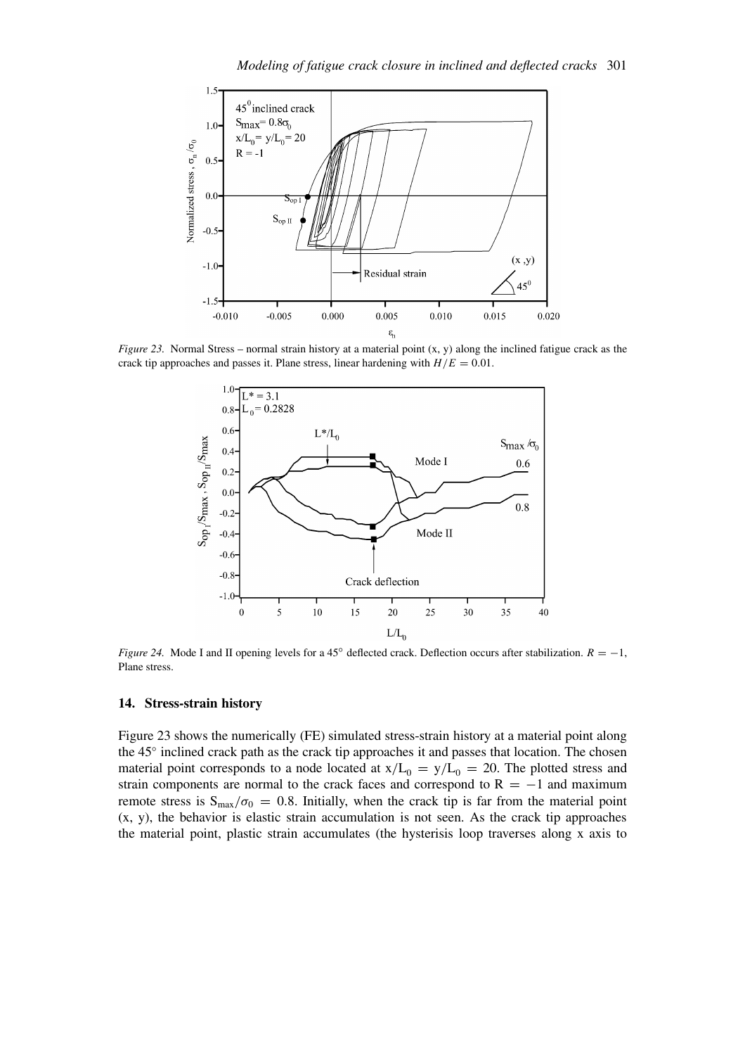*Figure 23.* Normal Stress – normal strain history at a material point (x, y) along the inclined fatigue crack as the crack tip approaches and passes it. Plane stress, linear hardening with $H/E = 0.01$.

*Figure 24.* Mode I and II opening levels for a 45° deflected crack. Deflection occurs after stabilization. $R = -1$, Plane stress.

## 14. Stress-strain history

Figure 23 shows the numerically (FE) simulated stress-strain history at a material point along the 45° inclined crack path as the crack tip approaches it and passes that location. The chosen material point corresponds to a node located at $x/L_0 = y/L_0 = 20$. The plotted stress and strain components are normal to the crack faces and correspond to $R = -1$ and maximum remote stress is $S_{max}/\sigma_0 = 0.8$. Initially, when the crack tip is far from the material point (x, y), the behavior is elastic strain accumulation is not seen. As the crack tip approaches the material point, plastic strain accumulates (the hysterisis loop traverses along x axis to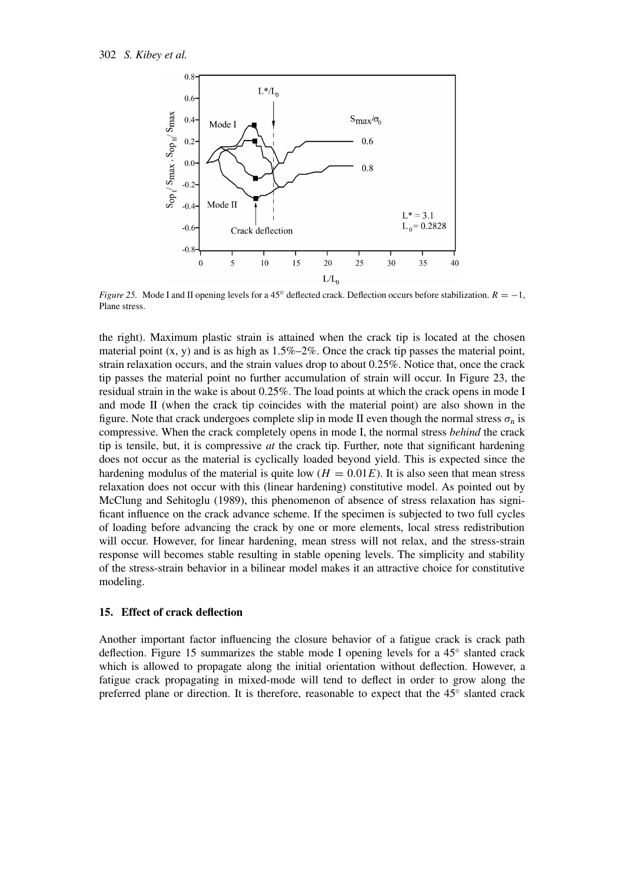*Figure 25.* Mode I and II opening levels for a 45° deflected crack. Deflection occurs before stabilization. $R = -1$, Plane stress.

the right). Maximum plastic strain is attained when the crack tip is located at the chosen material point (x, y) and is as high as 1.5%–2%. Once the crack tip passes the material point, strain relaxation occurs, and the strain values drop to about 0.25%. Notice that, once the crack tip passes the material point no further accumulation of strain will occur. In Figure 23, the residual strain in the wake is about 0.25%. The load points at which the crack opens in mode I and mode II (when the crack tip coincides with the material point) are also shown in the figure. Note that crack undergoes complete slip in mode II even though the normal stress $\sigma_n$ is compressive. When the crack completely opens in mode I, the normal stress *behind* the crack tip is tensile, but, it is compressive *at* the crack tip. Further, note that significant hardening does not occur as the material is cyclically loaded beyond yield. This is expected since the hardening modulus of the material is quite low ($H = 0.01E$). It is also seen that mean stress relaxation does not occur with this (linear hardening) constitutive model. As pointed out by McClung and Sehitoglu (1989), this phenomenon of absence of stress relaxation has significant influence on the crack advance scheme. If the specimen is subjected to two full cycles of loading before advancing the crack by one or more elements, local stress redistribution will occur. However, for linear hardening, mean stress will not relax, and the stress-strain response will becomes stable resulting in stable opening levels. The simplicity and stability of the stress-strain behavior in a bilinear model makes it an attractive choice for constitutive modeling.

## 15. Effect of crack deflection

Another important factor influencing the closure behavior of a fatigue crack is crack path deflection. Figure 15 summarizes the stable mode I opening levels for a 45° slanted crack which is allowed to propagate along the initial orientation without deflection. However, a fatigue crack propagating in mixed-mode will tend to deflect in order to grow along the preferred plane or direction. It is therefore, reasonable to expect that the 45° slanted crack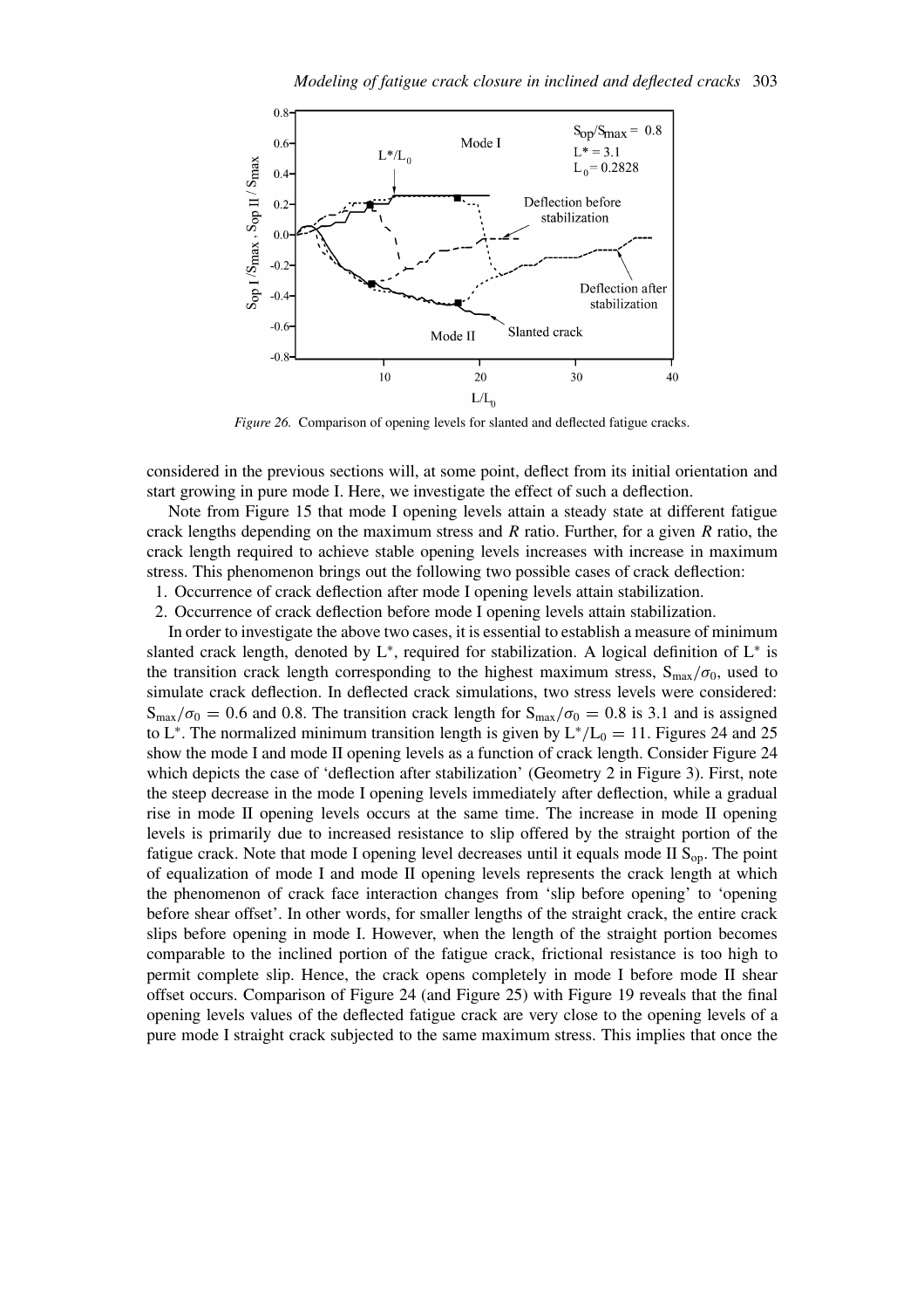*Figure 26.* Comparison of opening levels for slanted and deflected fatigue cracks.

considered in the previous sections will, at some point, deflect from its initial orientation and start growing in pure mode I. Here, we investigate the effect of such a deflection.

Note from Figure 15 that mode I opening levels attain a steady state at different fatigue crack lengths depending on the maximum stress and *R* ratio. Further, for a given *R* ratio, the crack length required to achieve stable opening levels increases with increase in maximum stress. This phenomenon brings out the following two possible cases of crack deflection:

1. Occurrence of crack deflection after mode I opening levels attain stabilization.
2. Occurrence of crack deflection before mode I opening levels attain stabilization.

In order to investigate the above two cases, it is essential to establish a measure of minimum slanted crack length, denoted by $L^*$, required for stabilization. A logical definition of $L^*$ is the transition crack length corresponding to the highest maximum stress, $S_{max}/\sigma_0$, used to simulate crack deflection. In deflected crack simulations, two stress levels were considered: $S_{max}/\sigma_0 = 0.6$ and 0.8. The transition crack length for $S_{max}/\sigma_0 = 0.8$ is 3.1 and is assigned to $L^*$. The normalized minimum transition length is given by $L^*/L_0 = 11$. Figures 24 and 25 show the mode I and mode II opening levels as a function of crack length. Consider Figure 24 which depicts the case of 'deflection after stabilization' (Geometry 2 in Figure 3). First, note the steep decrease in the mode I opening levels immediately after deflection, while a gradual rise in mode II opening levels occurs at the same time. The increase in mode II opening levels is primarily due to increased resistance to slip offered by the straight portion of the fatigue crack. Note that mode I opening level decreases until it equals mode II $S_{op}$. The point of equalization of mode I and mode II opening levels represents the crack length at which the phenomenon of crack face interaction changes from 'slip before opening' to 'opening before shear offset'. In other words, for smaller lengths of the straight crack, the entire crack slips before opening in mode I. However, when the length of the straight portion becomes comparable to the inclined portion of the fatigue crack, frictional resistance is too high to permit complete slip. Hence, the crack opens completely in mode I before mode II shear offset occurs. Comparison of Figure 24 (and Figure 25) with Figure 19 reveals that the final opening levels values of the deflected fatigue crack are very close to the opening levels of a pure mode I straight crack subjected to the same maximum stress. This implies that once the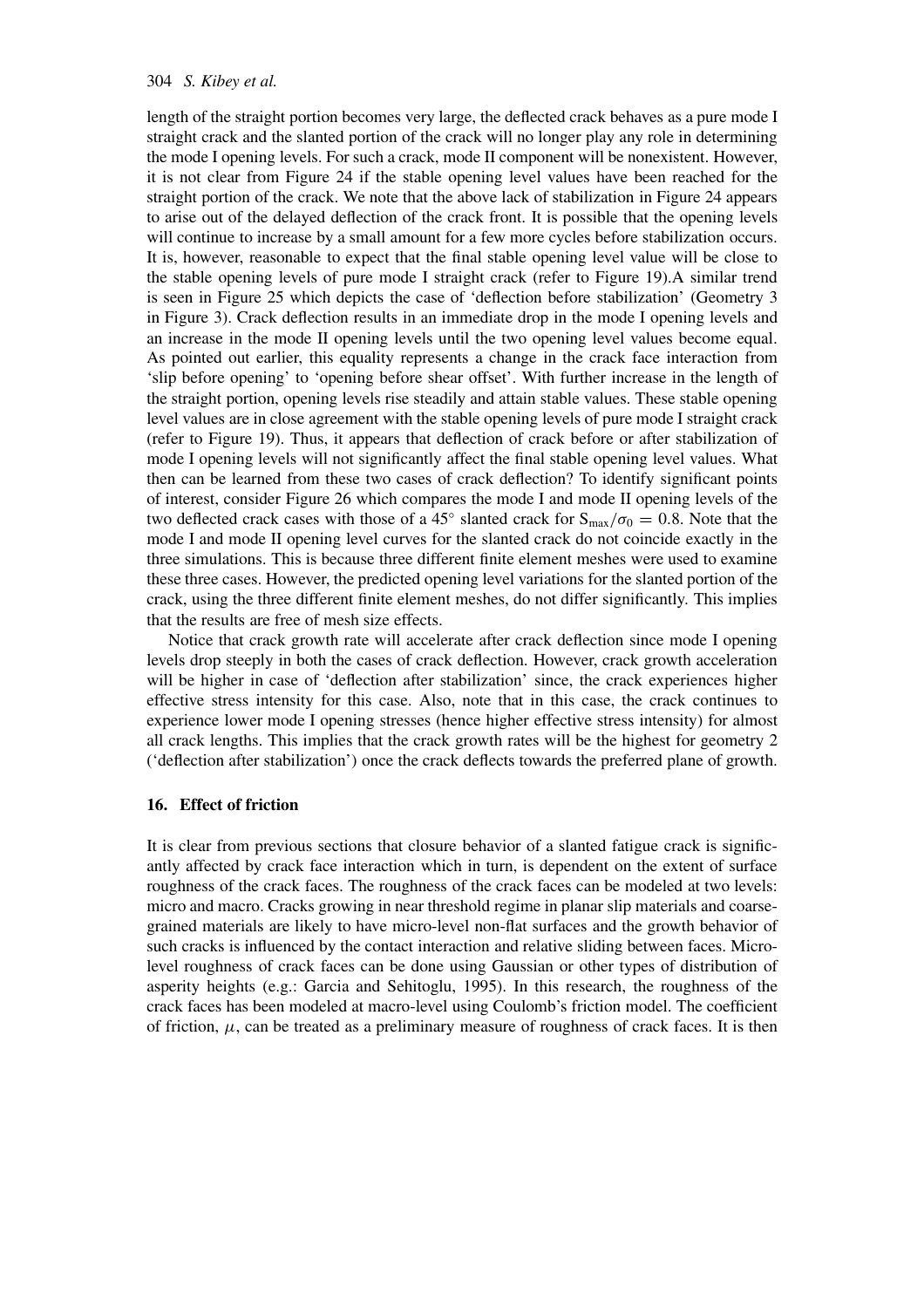length of the straight portion becomes very large, the deflected crack behaves as a pure mode I straight crack and the slanted portion of the crack will no longer play any role in determining the mode I opening levels. For such a crack, mode II component will be nonexistent. However, it is not clear from Figure 24 if the stable opening level values have been reached for the straight portion of the crack. We note that the above lack of stabilization in Figure 24 appears to arise out of the delayed deflection of the crack front. It is possible that the opening levels will continue to increase by a small amount for a few more cycles before stabilization occurs. It is, however, reasonable to expect that the final stable opening level value will be close to the stable opening levels of pure mode I straight crack (refer to Figure 19).A similar trend is seen in Figure 25 which depicts the case of 'deflection before stabilization' (Geometry 3 in Figure 3). Crack deflection results in an immediate drop in the mode I opening levels and an increase in the mode II opening levels until the two opening level values become equal. As pointed out earlier, this equality represents a change in the crack face interaction from 'slip before opening' to 'opening before shear offset'. With further increase in the length of the straight portion, opening levels rise steadily and attain stable values. These stable opening level values are in close agreement with the stable opening levels of pure mode I straight crack (refer to Figure 19). Thus, it appears that deflection of crack before or after stabilization of mode I opening levels will not significantly affect the final stable opening level values. What then can be learned from these two cases of crack deflection? To identify significant points of interest, consider Figure 26 which compares the mode I and mode II opening levels of the two deflected crack cases with those of a 45° slanted crack for $S_{max}/\sigma_0 = 0.8$. Note that the mode I and mode II opening level curves for the slanted crack do not coincide exactly in the three simulations. This is because three different finite element meshes were used to examine these three cases. However, the predicted opening level variations for the slanted portion of the crack, using the three different finite element meshes, do not differ significantly. This implies that the results are free of mesh size effects.

Notice that crack growth rate will accelerate after crack deflection since mode I opening levels drop steeply in both the cases of crack deflection. However, crack growth acceleration will be higher in case of 'deflection after stabilization' since, the crack experiences higher effective stress intensity for this case. Also, note that in this case, the crack continues to experience lower mode I opening stresses (hence higher effective stress intensity) for almost all crack lengths. This implies that the crack growth rates will be the highest for geometry 2 ('deflection after stabilization') once the crack deflects towards the preferred plane of growth.

## 16. Effect of friction

It is clear from previous sections that closure behavior of a slanted fatigue crack is significantly affected by crack face interaction which in turn, is dependent on the extent of surface roughness of the crack faces. The roughness of the crack faces can be modeled at two levels: micro and macro. Cracks growing in near threshold regime in planar slip materials and coarse-grained materials are likely to have micro-level non-flat surfaces and the growth behavior of such cracks is influenced by the contact interaction and relative sliding between faces. Micro-level roughness of crack faces can be done using Gaussian or other types of distribution of asperity heights (e.g.: Garcia and Sehitoglu, 1995). In this research, the roughness of the crack faces has been modeled at macro-level using Coulomb's friction model. The coefficient of friction, $\mu$, can be treated as a preliminary measure of roughness of crack faces. It is then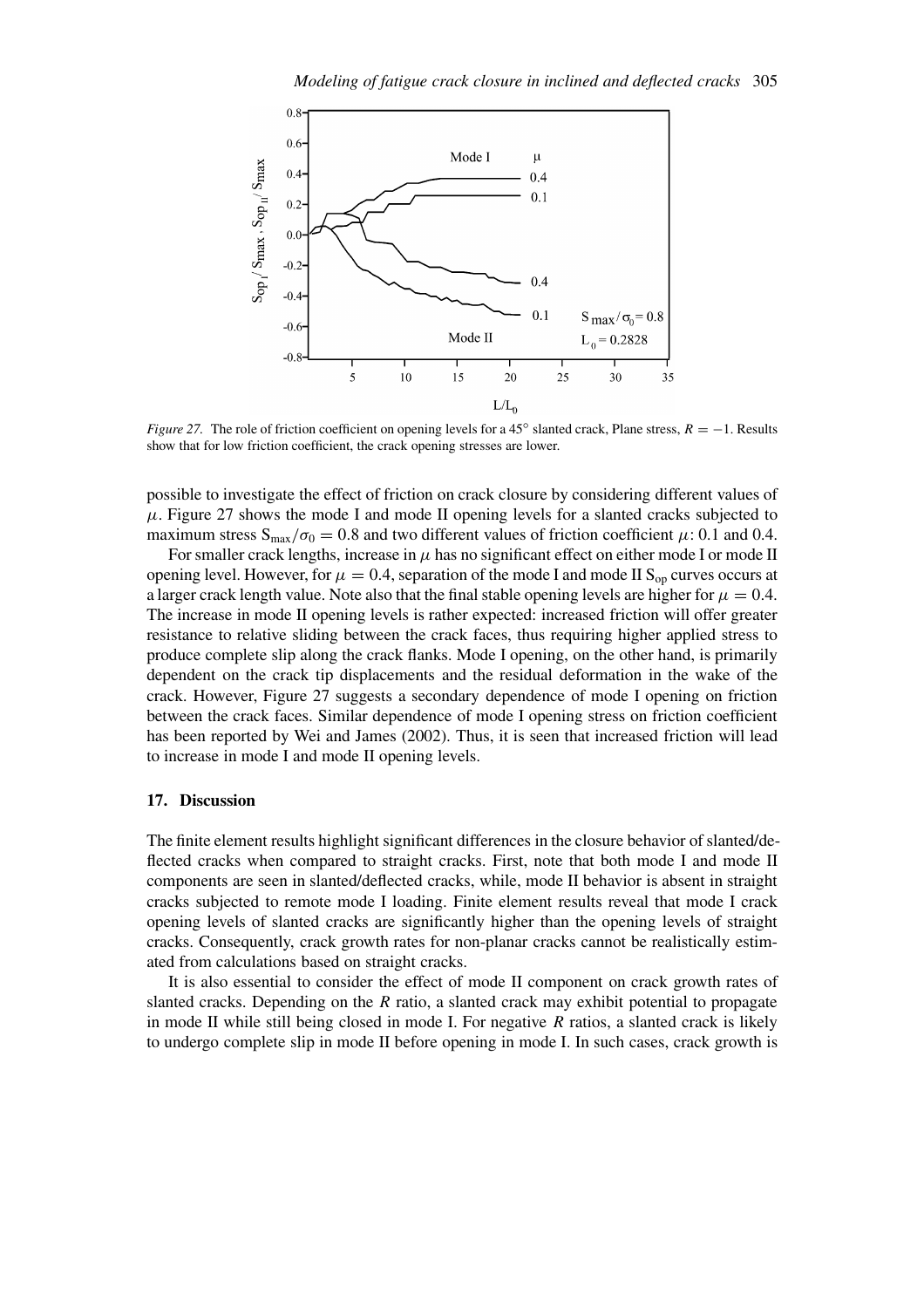*Figure 27.* The role of friction coefficient on opening levels for a 45° slanted crack, Plane stress, $R = -1$. Results show that for low friction coefficient, the crack opening stresses are lower.

possible to investigate the effect of friction on crack closure by considering different values of $\mu$. Figure 27 shows the mode I and mode II opening levels for a slanted cracks subjected to maximum stress $S_{max}/\sigma_0 = 0.8$ and two different values of friction coefficient $\mu$: 0.1 and 0.4.

For smaller crack lengths, increase in $\mu$ has no significant effect on either mode I or mode II opening level. However, for $\mu = 0.4$, separation of the mode I and mode II $S_{op}$ curves occurs at a larger crack length value. Note also that the final stable opening levels are higher for $\mu = 0.4$. The increase in mode II opening levels is rather expected: increased friction will offer greater resistance to relative sliding between the crack faces, thus requiring higher applied stress to produce complete slip along the crack flanks. Mode I opening, on the other hand, is primarily dependent on the crack tip displacements and the residual deformation in the wake of the crack. However, Figure 27 suggests a secondary dependence of mode I opening on friction between the crack faces. Similar dependence of mode I opening stress on friction coefficient has been reported by Wei and James (2002). Thus, it is seen that increased friction will lead to increase in mode I and mode II opening levels.

## 17. Discussion

The finite element results highlight significant differences in the closure behavior of slanted/deflected cracks when compared to straight cracks. First, note that both mode I and mode II components are seen in slanted/deflected cracks, while, mode II behavior is absent in straight cracks subjected to remote mode I loading. Finite element results reveal that mode I crack opening levels of slanted cracks are significantly higher than the opening levels of straight cracks. Consequently, crack growth rates for non-planar cracks cannot be realistically estimated from calculations based on straight cracks.

It is also essential to consider the effect of mode II component on crack growth rates of slanted cracks. Depending on the $R$ ratio, a slanted crack may exhibit potential to propagate in mode II while still being closed in mode I. For negative $R$ ratios, a slanted crack is likely to undergo complete slip in mode II before opening in mode I. In such cases, crack growth is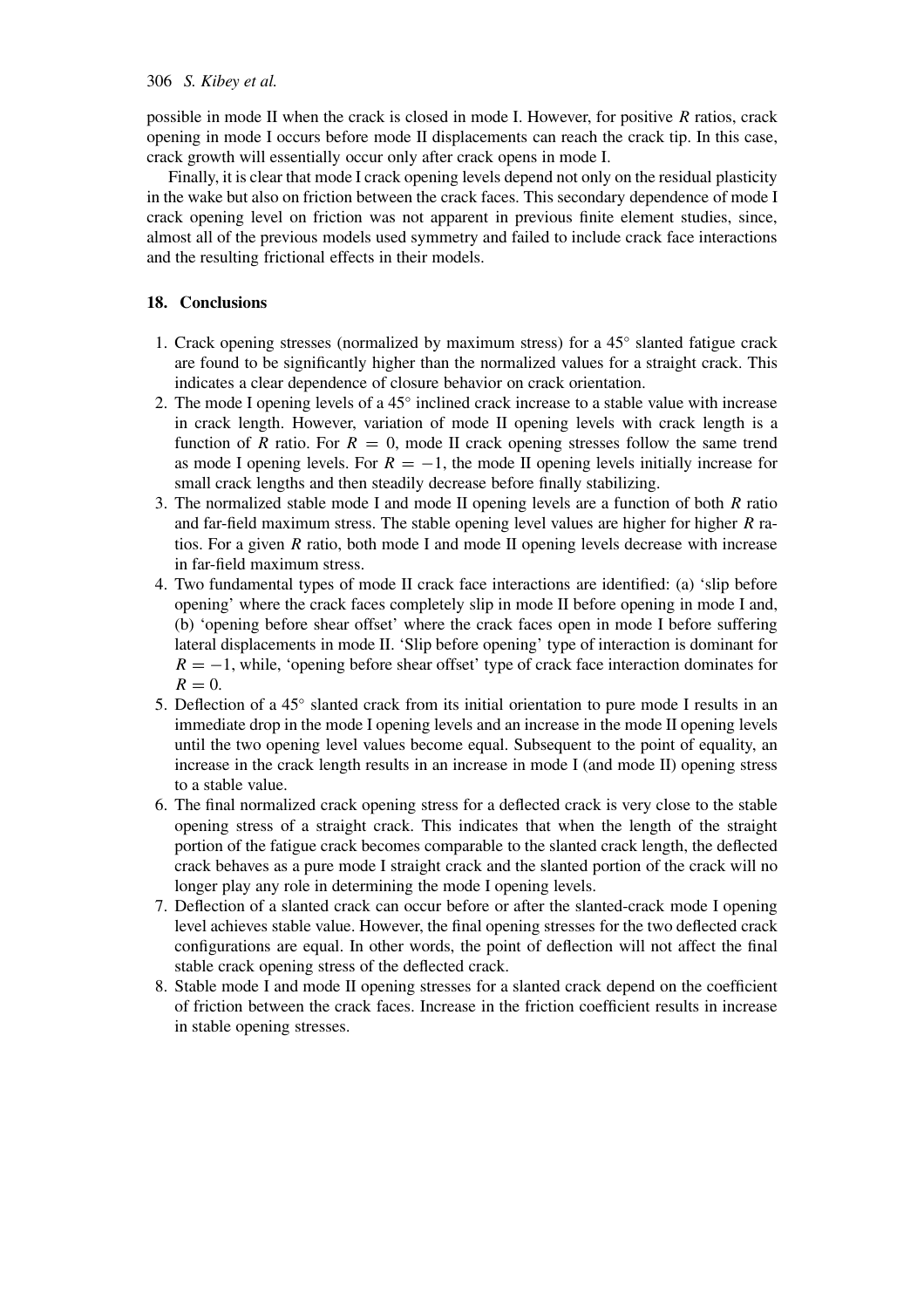possible in mode II when the crack is closed in mode I. However, for positive $R$ ratios, crack opening in mode I occurs before mode II displacements can reach the crack tip. In this case, crack growth will essentially occur only after crack opens in mode I.

Finally, it is clear that mode I crack opening levels depend not only on the residual plasticity in the wake but also on friction between the crack faces. This secondary dependence of mode I crack opening level on friction was not apparent in previous finite element studies, since, almost all of the previous models used symmetry and failed to include crack face interactions and the resulting frictional effects in their models.

## 18. Conclusions

1. Crack opening stresses (normalized by maximum stress) for a 45° slanted fatigue crack are found to be significantly higher than the normalized values for a straight crack. This indicates a clear dependence of closure behavior on crack orientation.
2. The mode I opening levels of a 45° inclined crack increase to a stable value with increase in crack length. However, variation of mode II opening levels with crack length is a function of $R$ ratio. For $R = 0$, mode II crack opening stresses follow the same trend as mode I opening levels. For $R = -1$, the mode II opening levels initially increase for small crack lengths and then steadily decrease before finally stabilizing.
3. The normalized stable mode I and mode II opening levels are a function of both $R$ ratio and far-field maximum stress. The stable opening level values are higher for higher $R$ ratios. For a given $R$ ratio, both mode I and mode II opening levels decrease with increase in far-field maximum stress.
4. Two fundamental types of mode II crack face interactions are identified: (a) 'slip before opening' where the crack faces completely slip in mode II before opening in mode I and, (b) 'opening before shear offset' where the crack faces open in mode I before suffering lateral displacements in mode II. 'Slip before opening' type of interaction is dominant for $R = -1$, while, 'opening before shear offset' type of crack face interaction dominates for $R = 0$.
5. Deflection of a 45° slanted crack from its initial orientation to pure mode I results in an immediate drop in the mode I opening levels and an increase in the mode II opening levels until the two opening level values become equal. Subsequent to the point of equality, an increase in the crack length results in an increase in mode I (and mode II) opening stress to a stable value.
6. The final normalized crack opening stress for a deflected crack is very close to the stable opening stress of a straight crack. This indicates that when the length of the straight portion of the fatigue crack becomes comparable to the slanted crack length, the deflected crack behaves as a pure mode I straight crack and the slanted portion of the crack will no longer play any role in determining the mode I opening levels.
7. Deflection of a slanted crack can occur before or after the slanted-crack mode I opening level achieves stable value. However, the final opening stresses for the two deflected crack configurations are equal. In other words, the point of deflection will not affect the final stable crack opening stress of the deflected crack.
8. Stable mode I and mode II opening stresses for a slanted crack depend on the coefficient of friction between the crack faces. Increase in the friction coefficient results in increase in stable opening stresses.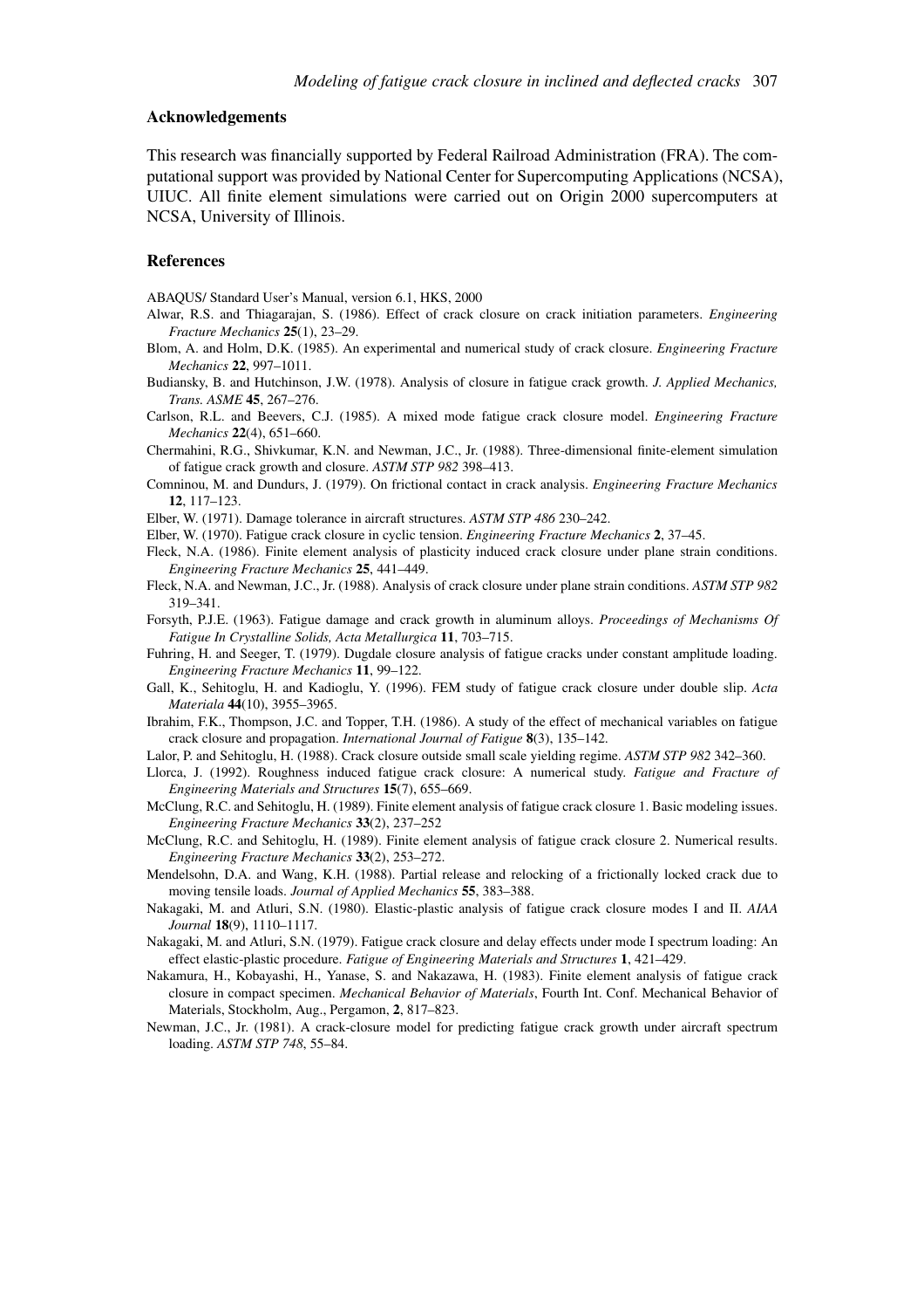## Acknowledgements

This research was financially supported by Federal Railroad Administration (FRA). The computational support was provided by National Center for Supercomputing Applications (NCSA), UIUC. All finite element simulations were carried out on Origin 2000 supercomputers at NCSA, University of Illinois.

## References

ABAQUS/ Standard User's Manual, version 6.1, HKS, 2000

Alwar, R.S. and Thiagarajan, S. (1986). Effect of crack closure on crack initiation parameters. *Engineering Fracture Mechanics* **25**(1), 23–29.

Blom, A. and Holm, D.K. (1985). An experimental and numerical study of crack closure. *Engineering Fracture Mechanics* **22**, 997–1011.

Budiansky, B. and Hutchinson, J.W. (1978). Analysis of closure in fatigue crack growth. *J. Applied Mechanics, Trans. ASME* **45**, 267–276.

Carlson, R.L. and Beevers, C.J. (1985). A mixed mode fatigue crack closure model. *Engineering Fracture Mechanics* **22**(4), 651–660.

Chermahini, R.G., Shivkumar, K.N. and Newman, J.C., Jr. (1988). Three-dimensional finite-element simulation of fatigue crack growth and closure. *ASTM STP 982* 398–413.

Comninou, M. and Dundurs, J. (1979). On frictional contact in crack analysis. *Engineering Fracture Mechanics* **12**, 117–123.

Elber, W. (1971). Damage tolerance in aircraft structures. *ASTM STP 486* 230–242.

Elber, W. (1970). Fatigue crack closure in cyclic tension. *Engineering Fracture Mechanics* **2**, 37–45.

Fleck, N.A. (1986). Finite element analysis of plasticity induced crack closure under plane strain conditions. *Engineering Fracture Mechanics* **25**, 441–449.

Fleck, N.A. and Newman, J.C., Jr. (1988). Analysis of crack closure under plane strain conditions. *ASTM STP 982* 319–341.

Forsyth, P.J.E. (1963). Fatigue damage and crack growth in aluminum alloys. *Proceedings of Mechanisms Of Fatigue In Crystalline Solids, Acta Metallurgica* **11**, 703–715.

Fuhring, H. and Seeger, T. (1979). Dugdale closure analysis of fatigue cracks under constant amplitude loading. *Engineering Fracture Mechanics* **11**, 99–122.

Gall, K., Sehitoglu, H. and Kadioglu, Y. (1996). FEM study of fatigue crack closure under double slip. *Acta Materiala* **44**(10), 3955–3965.

Ibrahim, F.K., Thompson, J.C. and Topper, T.H. (1986). A study of the effect of mechanical variables on fatigue crack closure and propagation. *International Journal of Fatigue* **8**(3), 135–142.

Lalor, P. and Sehitoglu, H. (1988). Crack closure outside small scale yielding regime. *ASTM STP 982* 342–360.

Llorca, J. (1992). Roughness induced fatigue crack closure: A numerical study. *Fatigue and Fracture of Engineering Materials and Structures* **15**(7), 655–669.

McClung, R.C. and Sehitoglu, H. (1989). Finite element analysis of fatigue crack closure 1. Basic modeling issues. *Engineering Fracture Mechanics* **33**(2), 237–252

McClung, R.C. and Sehitoglu, H. (1989). Finite element analysis of fatigue crack closure 2. Numerical results. *Engineering Fracture Mechanics* **33**(2), 253–272.

Mendelsohn, D.A. and Wang, K.H. (1988). Partial release and relocking of a frictionally locked crack due to moving tensile loads. *Journal of Applied Mechanics* **55**, 383–388.

Nakagaki, M. and Atluri, S.N. (1980). Elastic-plastic analysis of fatigue crack closure modes I and II. *AIAA Journal* **18**(9), 1110–1117.

Nakagaki, M. and Atluri, S.N. (1979). Fatigue crack closure and delay effects under mode I spectrum loading: An effect elastic-plastic procedure. *Fatigue of Engineering Materials and Structures* **1**, 421–429.

Nakamura, H., Kobayashi, H., Yanase, S. and Nakazawa, H. (1983). Finite element analysis of fatigue crack closure in compact specimen. *Mechanical Behavior of Materials*, Fourth Int. Conf. Mechanical Behavior of Materials, Stockholm, Aug., Pergamon, **2**, 817–823.

Newman, J.C., Jr. (1981). A crack-closure model for predicting fatigue crack growth under aircraft spectrum loading. *ASTM STP 748*, 55–84.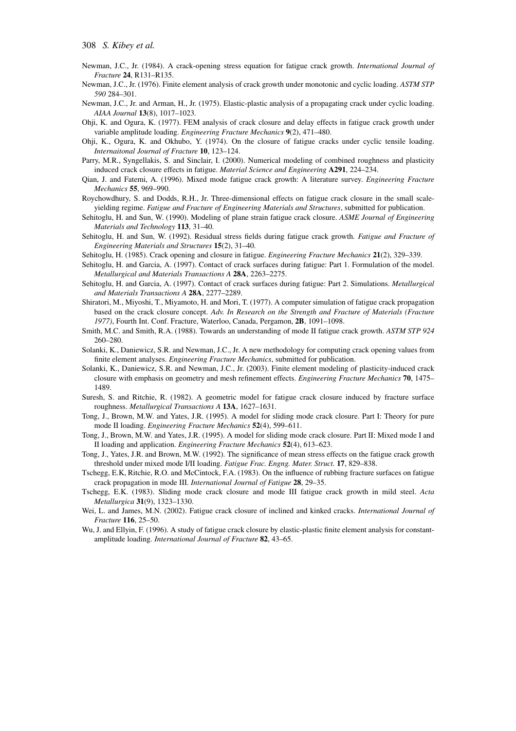Newman, J.C., Jr. (1984). A crack-opening stress equation for fatigue crack growth. *International Journal of Fracture* **24**, R131–R135.

Newman, J.C., Jr. (1976). Finite element analysis of crack growth under monotonic and cyclic loading. *ASTM STP 590* 284–301.

Newman, J.C., Jr. and Arman, H., Jr. (1975). Elastic-plastic analysis of a propagating crack under cyclic loading. *AIAA Journal* **13**(8), 1017–1023.

Ohji, K. and Ogura, K. (1977). FEM analysis of crack closure and delay effects in fatigue crack growth under variable amplitude loading. *Engineering Fracture Mechanics* **9**(2), 471–480.

Ohji, K., Ogura, K. and Okhubo, Y. (1974). On the closure of fatigue cracks under cyclic tensile loading. *Internaitonal Journal of Fracture* **10**, 123–124.

Parry, M.R., Syngellakis, S. and Sinclair, I. (2000). Numerical modeling of combined roughness and plasticity induced crack closure effects in fatigue. *Material Science and Engineering* **A291**, 224–234.

Qian, J. and Fatemi, A. (1996). Mixed mode fatigue crack growth: A literature survey. *Engineering Fracture Mechanics* **55**, 969–990.

Roychowdhury, S. and Dodds, R.H., Jr. Three-dimensional effects on fatigue crack closure in the small scale-yielding regime. *Fatigue and Fracture of Engineering Materials and Structures*, submitted for publication.

Sehitoglu, H. and Sun, W. (1990). Modeling of plane strain fatigue crack closure. *ASME Journal of Engineering Materials and Technology* **113**, 31–40.

Sehitoglu, H. and Sun, W. (1992). Residual stress fields during fatigue crack growth. *Fatigue and Fracture of Engineering Materials and Structures* **15**(2), 31–40.

Sehitoglu, H. (1985). Crack opening and closure in fatigue. *Engineering Fracture Mechanics* **21**(2), 329–339.

Sehitoglu, H. and Garcia, A. (1997). Contact of crack surfaces during fatigue: Part 1. Formulation of the model. *Metallurgical and Materials Transactions A* **28A**, 2263–2275.

Sehitoglu, H. and Garcia, A. (1997). Contact of crack surfaces during fatigue: Part 2. Simulations. *Metallurgical and Materials Transactions A* **28A**, 2277–2289.

Shiratori, M., Miyoshi, T., Miyamoto, H. and Mori, T. (1977). A computer simulation of fatigue crack propagation based on the crack closure concept. *Adv. In Research on the Strength and Fracture of Materials (Fracture 1977)*, Fourth Int. Conf. Fracture, Waterloo, Canada, Pergamon, **2B**, 1091–1098.

Smith, M.C. and Smith, R.A. (1988). Towards an understanding of mode II fatigue crack growth. *ASTM STP 924* 260–280.

Solanki, K., Daniewicz, S.R. and Newman, J.C., Jr. A new methodology for computing crack opening values from finite element analyses. *Engineering Fracture Mechanics*, submitted for publication.

Solanki, K., Daniewicz, S.R. and Newman, J.C., Jr. (2003). Finite element modeling of plasticity-induced crack closure with emphasis on geometry and mesh refinement effects. *Engineering Fracture Mechanics* **70**, 1475–1489.

Suresh, S. and Ritchie, R. (1982). A geometric model for fatigue crack closure induced by fracture surface roughness. *Metallurgical Transactions A* **13A**, 1627–1631.

Tong, J., Brown, M.W. and Yates, J.R. (1995). A model for sliding mode crack closure. Part I: Theory for pure mode II loading. *Engineering Fracture Mechanics* **52**(4), 599–611.

Tong, J., Brown, M.W. and Yates, J.R. (1995). A model for sliding mode crack closure. Part II: Mixed mode I and II loading and application. *Engineering Fracture Mechanics* **52**(4), 613–623.

Tong, J., Yates, J.R. and Brown, M.W. (1992). The significance of mean stress effects on the fatigue crack growth threshold under mixed mode I/II loading. *Fatigue Frac. Engng. Mater. Struct.* **17**, 829–838.

Tschegg, E.K, Ritchie, R.O. and McCintock, F.A. (1983). On the influence of rubbing fracture surfaces on fatigue crack propagation in mode III. *International Journal of Fatigue* **28**, 29–35.

Tschegg, E.K. (1983). Sliding mode crack closure and mode III fatigue crack growth in mild steel. *Acta Metallurgica* **31**(9), 1323–1330.

Wei, L. and James, M.N. (2002). Fatigue crack closure of inclined and kinked cracks. *International Journal of Fracture* **116**, 25–50.

Wu, J. and Ellyin, F. (1996). A study of fatigue crack closure by elastic-plastic finite element analysis for constant-amplitude loading. *International Journal of Fracture* **82**, 43–65.